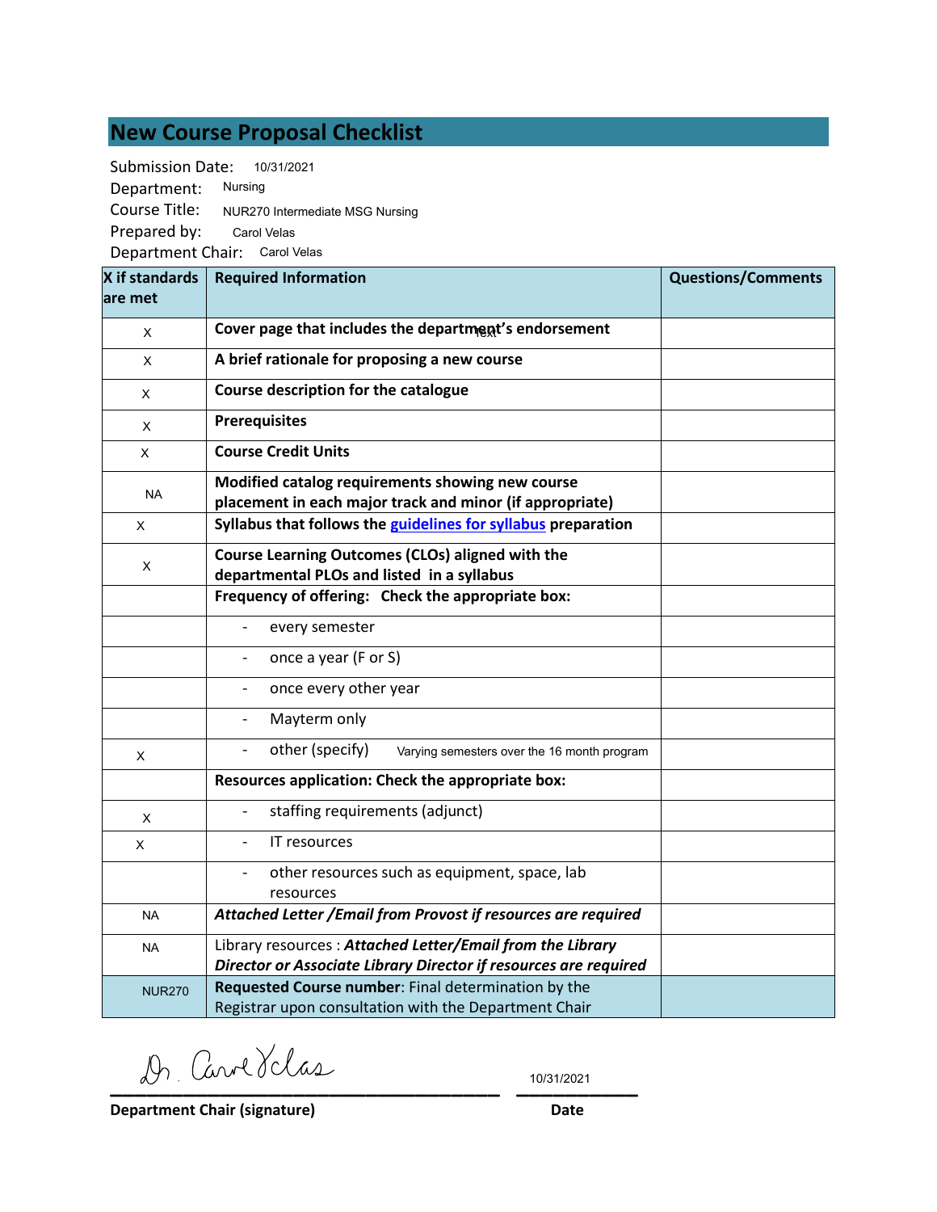# New Course Proposal Checklist

Submission Date: 10/31/2021
Department: Nursing
Course Title: NUR270 Intermediate MSG Nursing
Prepared by: Carol Velas
Department Chair: Carol Velas

| X if standards are met | Required Information | Questions/Comments |
|---|---|---|
| X | **Cover page that includes the department's endorsement** | |
| X | **A brief rationale for proposing a new course** | |
| X | **Course description for the catalogue** | |
| X | **Prerequisites** | |
| X | **Course Credit Units** | |
| NA | **Modified catalog requirements showing new course placement in each major track and minor (if appropriate)** | |
| X | **Syllabus that follows the guidelines for syllabus preparation** | |
| X | **Course Learning Outcomes (CLOs) aligned with the departmental PLOs and listed in a syllabus** | |
| | **Frequency of offering: Check the appropriate box:** | |
| | - every semester | |
| | - once a year (F or S) | |
| | - once every other year | |
| | - Mayterm only | |
| X | - other (specify) Varying semesters over the 16 month program | |
| | **Resources application: Check the appropriate box:** | |
| X | - staffing requirements (adjunct) | |
| X | - IT resources | |
| | - other resources such as equipment, space, lab resources | |
| NA | ***Attached Letter /Email from Provost if resources are required*** | |
| NA | Library resources : ***Attached Letter/Email from the Library Director or Associate Library Director if resources are required*** | |
| NUR270 | **Requested Course number**: Final determination by the Registrar upon consultation with the Department Chair | |

Dr. Carol Velas
**Department Chair (signature)**

10/31/2021
**Date**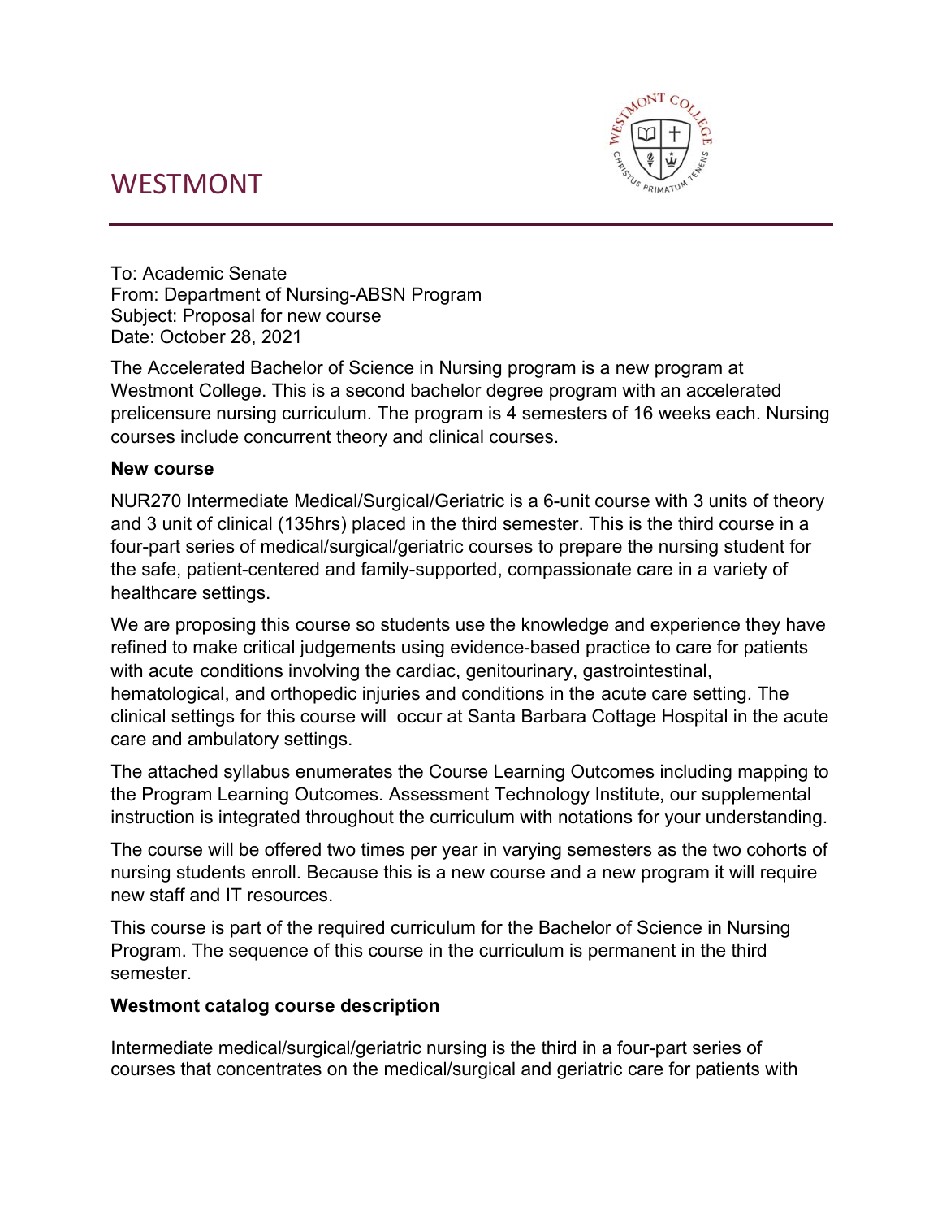# WESTMONT

To: Academic Senate
From: Department of Nursing-ABSN Program
Subject: Proposal for new course
Date: October 28, 2021

The Accelerated Bachelor of Science in Nursing program is a new program at Westmont College. This is a second bachelor degree program with an accelerated prelicensure nursing curriculum. The program is 4 semesters of 16 weeks each. Nursing courses include concurrent theory and clinical courses.

**New course**

NUR270 Intermediate Medical/Surgical/Geriatric is a 6-unit course with 3 units of theory and 3 unit of clinical (135hrs) placed in the third semester. This is the third course in a four-part series of medical/surgical/geriatric courses to prepare the nursing student for the safe, patient-centered and family-supported, compassionate care in a variety of healthcare settings.

We are proposing this course so students use the knowledge and experience they have refined to make critical judgements using evidence-based practice to care for patients with acute conditions involving the cardiac, genitourinary, gastrointestinal, hematological, and orthopedic injuries and conditions in the acute care setting. The clinical settings for this course will occur at Santa Barbara Cottage Hospital in the acute care and ambulatory settings.

The attached syllabus enumerates the Course Learning Outcomes including mapping to the Program Learning Outcomes. Assessment Technology Institute, our supplemental instruction is integrated throughout the curriculum with notations for your understanding.

The course will be offered two times per year in varying semesters as the two cohorts of nursing students enroll. Because this is a new course and a new program it will require new staff and IT resources.

This course is part of the required curriculum for the Bachelor of Science in Nursing Program. The sequence of this course in the curriculum is permanent in the third semester.

**Westmont catalog course description**

Intermediate medical/surgical/geriatric nursing is the third in a four-part series of courses that concentrates on the medical/surgical and geriatric care for patients with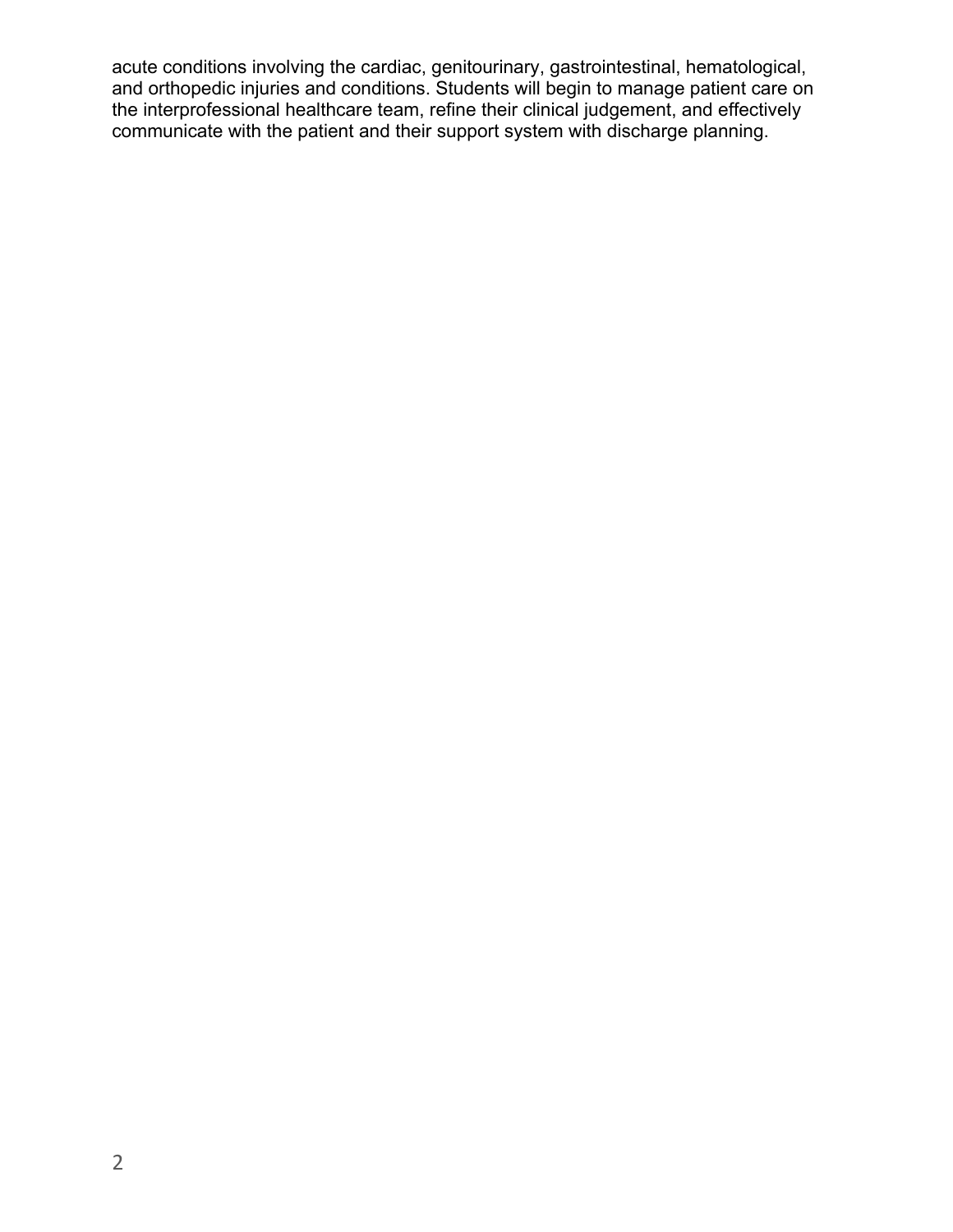acute conditions involving the cardiac, genitourinary, gastrointestinal, hematological, and orthopedic injuries and conditions. Students will begin to manage patient care on the interprofessional healthcare team, refine their clinical judgement, and effectively communicate with the patient and their support system with discharge planning.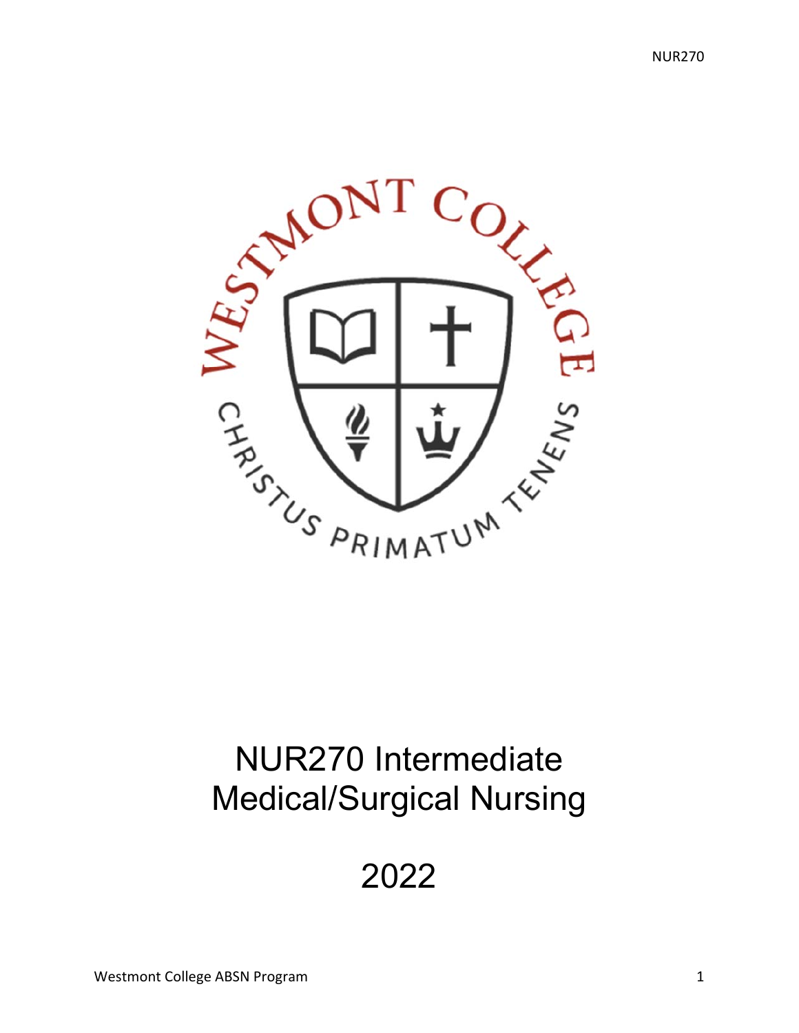# NUR270 Intermediate Medical/Surgical Nursing

# 2022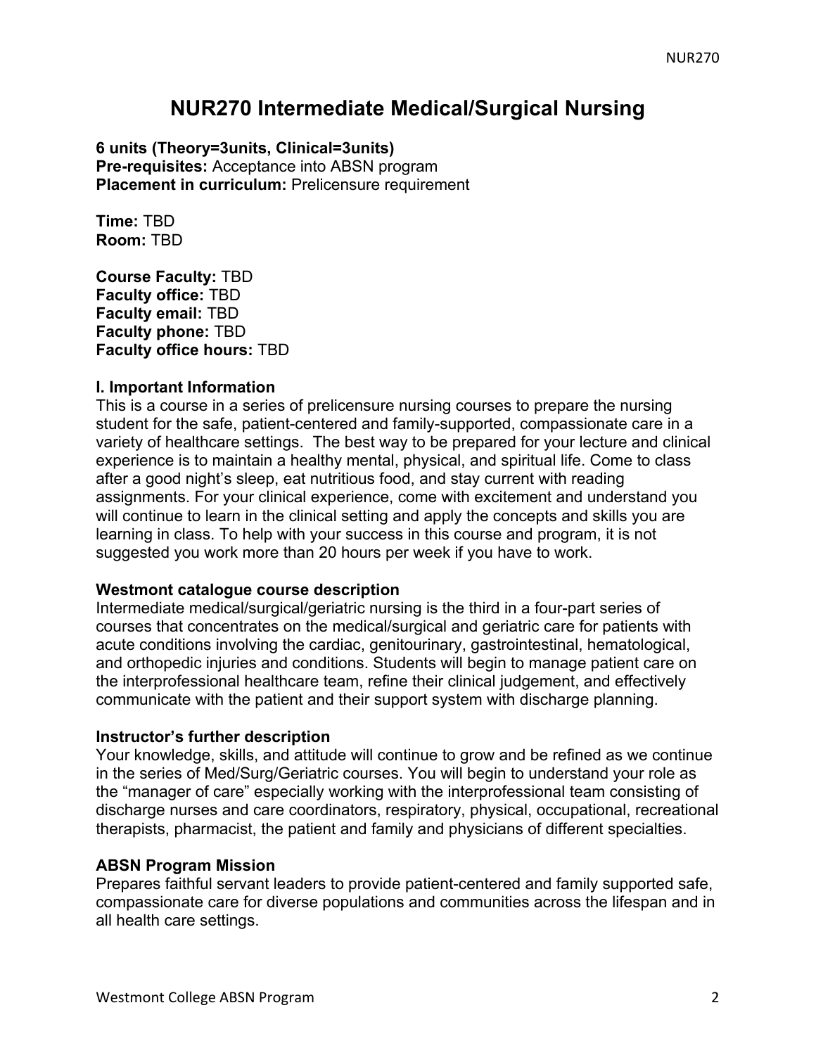# NUR270 Intermediate Medical/Surgical Nursing

**6 units (Theory=3units, Clinical=3units)**
**Pre-requisites:** Acceptance into ABSN program
**Placement in curriculum:** Prelicensure requirement

**Time:** TBD
**Room:** TBD

**Course Faculty:** TBD
**Faculty office:** TBD
**Faculty email:** TBD
**Faculty phone:** TBD
**Faculty office hours:** TBD

### I. Important Information

This is a course in a series of prelicensure nursing courses to prepare the nursing student for the safe, patient-centered and family-supported, compassionate care in a variety of healthcare settings. The best way to be prepared for your lecture and clinical experience is to maintain a healthy mental, physical, and spiritual life. Come to class after a good night's sleep, eat nutritious food, and stay current with reading assignments. For your clinical experience, come with excitement and understand you will continue to learn in the clinical setting and apply the concepts and skills you are learning in class. To help with your success in this course and program, it is not suggested you work more than 20 hours per week if you have to work.

### Westmont catalogue course description

Intermediate medical/surgical/geriatric nursing is the third in a four-part series of courses that concentrates on the medical/surgical and geriatric care for patients with acute conditions involving the cardiac, genitourinary, gastrointestinal, hematological, and orthopedic injuries and conditions. Students will begin to manage patient care on the interprofessional healthcare team, refine their clinical judgement, and effectively communicate with the patient and their support system with discharge planning.

### Instructor's further description

Your knowledge, skills, and attitude will continue to grow and be refined as we continue in the series of Med/Surg/Geriatric courses. You will begin to understand your role as the "manager of care" especially working with the interprofessional team consisting of discharge nurses and care coordinators, respiratory, physical, occupational, recreational therapists, pharmacist, the patient and family and physicians of different specialties.

### ABSN Program Mission

Prepares faithful servant leaders to provide patient-centered and family supported safe, compassionate care for diverse populations and communities across the lifespan and in all health care settings.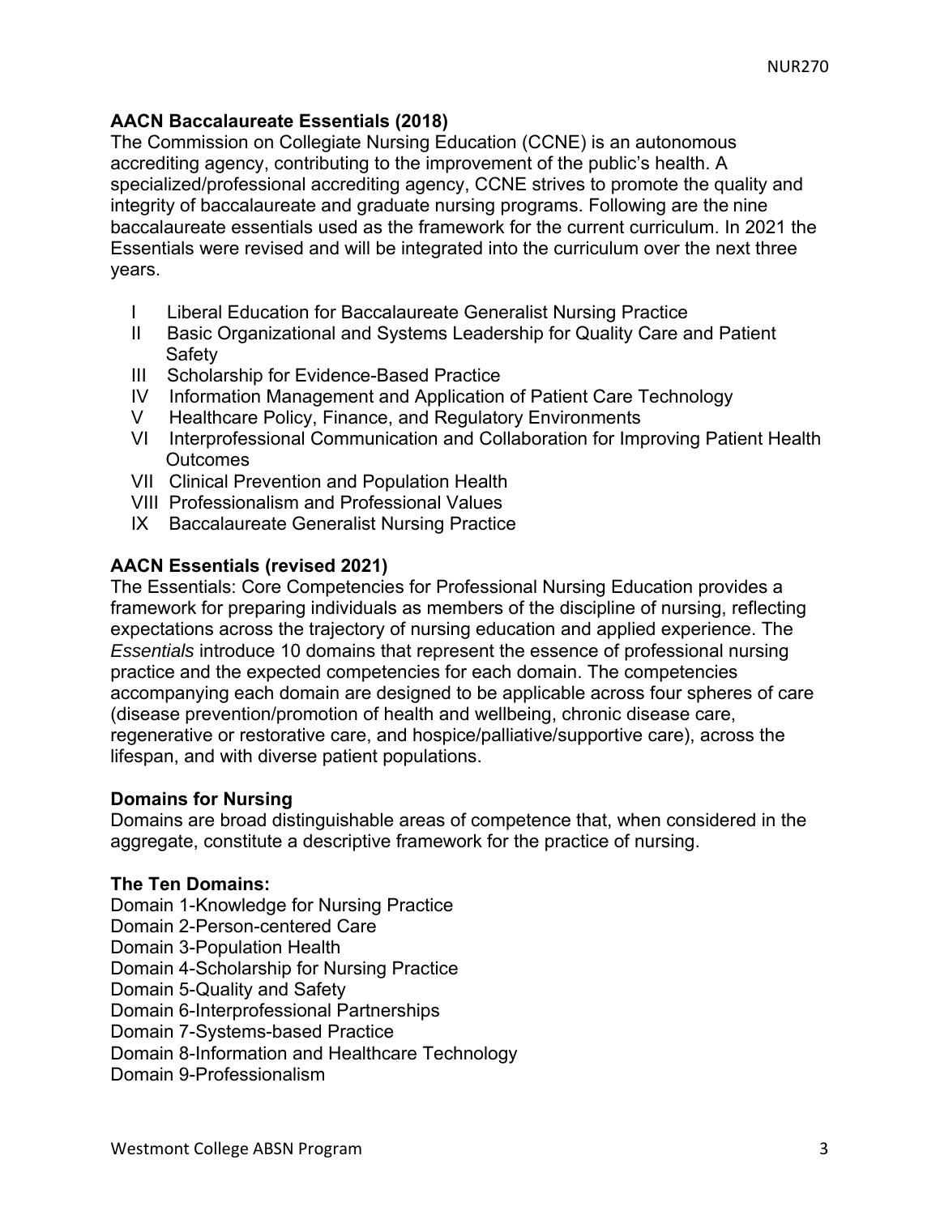**AACN Baccalaureate Essentials (2018)**

The Commission on Collegiate Nursing Education (CCNE) is an autonomous accrediting agency, contributing to the improvement of the public's health. A specialized/professional accrediting agency, CCNE strives to promote the quality and integrity of baccalaureate and graduate nursing programs. Following are the nine baccalaureate essentials used as the framework for the current curriculum. In 2021 the Essentials were revised and will be integrated into the curriculum over the next three years.

- I Liberal Education for Baccalaureate Generalist Nursing Practice
- II Basic Organizational and Systems Leadership for Quality Care and Patient Safety
- III Scholarship for Evidence-Based Practice
- IV Information Management and Application of Patient Care Technology
- V Healthcare Policy, Finance, and Regulatory Environments
- VI Interprofessional Communication and Collaboration for Improving Patient Health Outcomes
- VII Clinical Prevention and Population Health
- VIII Professionalism and Professional Values
- IX Baccalaureate Generalist Nursing Practice

**AACN Essentials (revised 2021)**

The Essentials: Core Competencies for Professional Nursing Education provides a framework for preparing individuals as members of the discipline of nursing, reflecting expectations across the trajectory of nursing education and applied experience. The *Essentials* introduce 10 domains that represent the essence of professional nursing practice and the expected competencies for each domain. The competencies accompanying each domain are designed to be applicable across four spheres of care (disease prevention/promotion of health and wellbeing, chronic disease care, regenerative or restorative care, and hospice/palliative/supportive care), across the lifespan, and with diverse patient populations.

**Domains for Nursing**

Domains are broad distinguishable areas of competence that, when considered in the aggregate, constitute a descriptive framework for the practice of nursing.

**The Ten Domains:**

Domain 1-Knowledge for Nursing Practice
Domain 2-Person-centered Care
Domain 3-Population Health
Domain 4-Scholarship for Nursing Practice
Domain 5-Quality and Safety
Domain 6-Interprofessional Partnerships
Domain 7-Systems-based Practice
Domain 8-Information and Healthcare Technology
Domain 9-Professionalism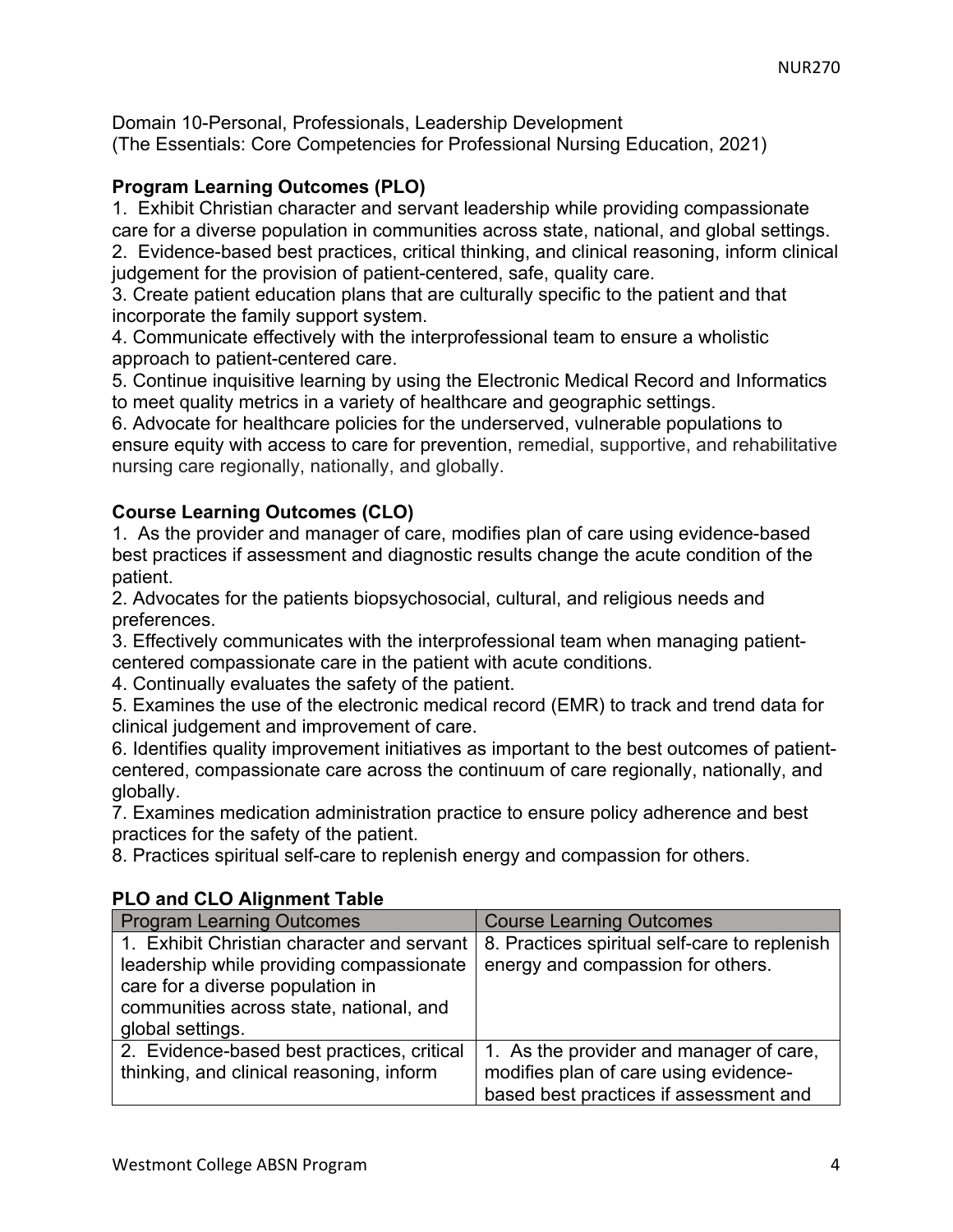Domain 10-Personal, Professionals, Leadership Development
(The Essentials: Core Competencies for Professional Nursing Education, 2021)

**Program Learning Outcomes (PLO)**

1. Exhibit Christian character and servant leadership while providing compassionate care for a diverse population in communities across state, national, and global settings.
2. Evidence-based best practices, critical thinking, and clinical reasoning, inform clinical judgement for the provision of patient-centered, safe, quality care.
3. Create patient education plans that are culturally specific to the patient and that incorporate the family support system.
4. Communicate effectively with the interprofessional team to ensure a wholistic approach to patient-centered care.
5. Continue inquisitive learning by using the Electronic Medical Record and Informatics to meet quality metrics in a variety of healthcare and geographic settings.
6. Advocate for healthcare policies for the underserved, vulnerable populations to ensure equity with access to care for prevention, remedial, supportive, and rehabilitative nursing care regionally, nationally, and globally.

**Course Learning Outcomes (CLO)**

1. As the provider and manager of care, modifies plan of care using evidence-based best practices if assessment and diagnostic results change the acute condition of the patient.
2. Advocates for the patients biopsychosocial, cultural, and religious needs and preferences.
3. Effectively communicates with the interprofessional team when managing patient-centered compassionate care in the patient with acute conditions.
4. Continually evaluates the safety of the patient.
5. Examines the use of the electronic medical record (EMR) to track and trend data for clinical judgement and improvement of care.
6. Identifies quality improvement initiatives as important to the best outcomes of patient-centered, compassionate care across the continuum of care regionally, nationally, and globally.
7. Examines medication administration practice to ensure policy adherence and best practices for the safety of the patient.
8. Practices spiritual self-care to replenish energy and compassion for others.

**PLO and CLO Alignment Table**

| Program Learning Outcomes | Course Learning Outcomes |
|---|---|
| 1. Exhibit Christian character and servant leadership while providing compassionate care for a diverse population in communities across state, national, and global settings. | 8. Practices spiritual self-care to replenish energy and compassion for others. |
| 2. Evidence-based best practices, critical thinking, and clinical reasoning, inform | 1. As the provider and manager of care, modifies plan of care using evidence-based best practices if assessment and |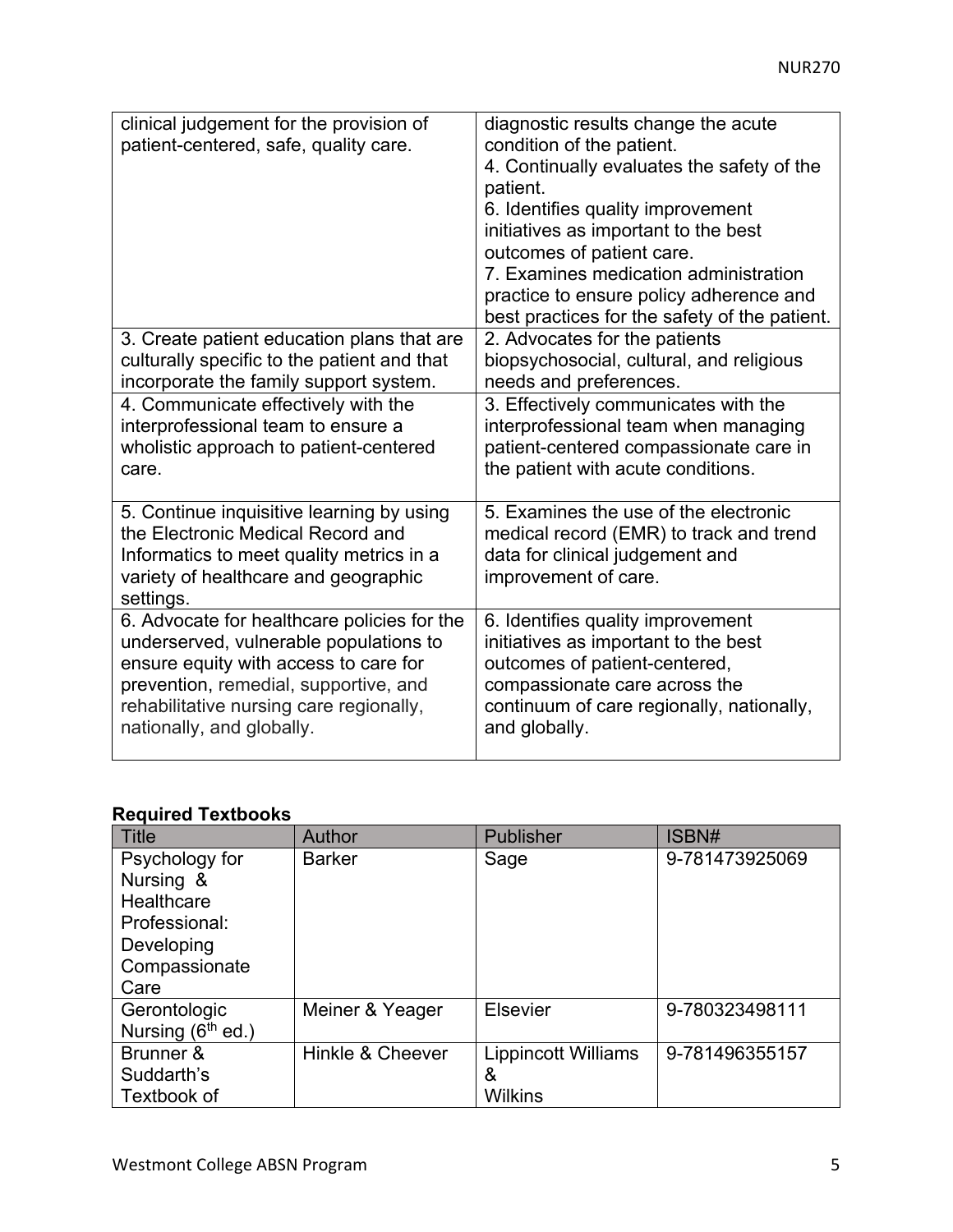| | |
|---|---|
| clinical judgement for the provision of patient-centered, safe, quality care. | diagnostic results change the acute condition of the patient.<br>4. Continually evaluates the safety of the patient.<br>6. Identifies quality improvement initiatives as important to the best outcomes of patient care.<br>7. Examines medication administration practice to ensure policy adherence and best practices for the safety of the patient. |
| 3. Create patient education plans that are culturally specific to the patient and that incorporate the family support system. | 2. Advocates for the patients biopsychosocial, cultural, and religious needs and preferences. |
| 4. Communicate effectively with the interprofessional team to ensure a wholistic approach to patient-centered care. | 3. Effectively communicates with the interprofessional team when managing patient-centered compassionate care in the patient with acute conditions. |
| 5. Continue inquisitive learning by using the Electronic Medical Record and Informatics to meet quality metrics in a variety of healthcare and geographic settings. | 5. Examines the use of the electronic medical record (EMR) to track and trend data for clinical judgement and improvement of care. |
| 6. Advocate for healthcare policies for the underserved, vulnerable populations to ensure equity with access to care for prevention, remedial, supportive, and rehabilitative nursing care regionally, nationally, and globally. | 6. Identifies quality improvement initiatives as important to the best outcomes of patient-centered, compassionate care across the continuum of care regionally, nationally, and globally. |

**Required Textbooks**

| Title | Author | Publisher | ISBN# |
|---|---|---|---|
| Psychology for Nursing & Healthcare Professional: Developing Compassionate Care | Barker | Sage | 9-781473925069 |
| Gerontologic Nursing (6th ed.) | Meiner & Yeager | Elsevier | 9-780323498111 |
| Brunner & Suddarth's Textbook of | Hinkle & Cheever | Lippincott Williams & Wilkins | 9-781496355157 |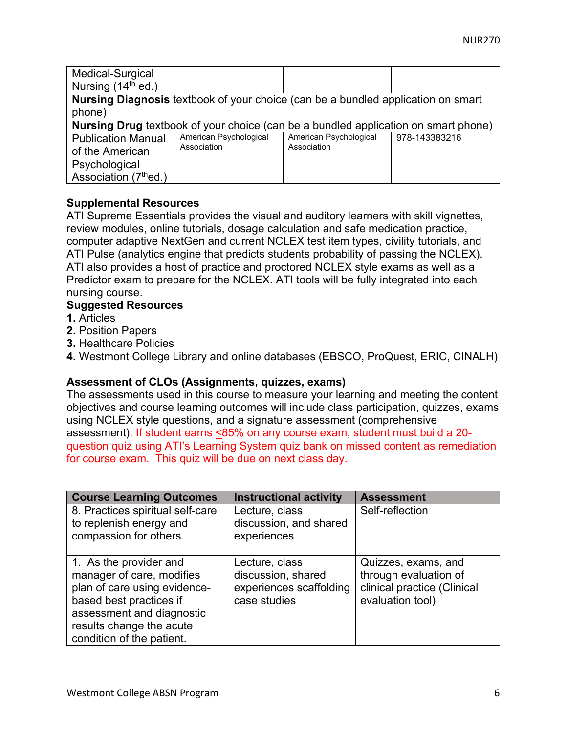| | | | |
|---|---|---|---|
| Medical-Surgical Nursing (14th ed.) | | | |
| **Nursing Diagnosis** textbook of your choice (can be a bundled application on smart phone) | | | |
| **Nursing Drug** textbook of your choice (can be a bundled application on smart phone) | | | |
| Publication Manual of the American Psychological Association (7th ed.) | American Psychological Association | American Psychological Association | 978-143383216 |

**Supplemental Resources**

ATI Supreme Essentials provides the visual and auditory learners with skill vignettes, review modules, online tutorials, dosage calculation and safe medication practice, computer adaptive NextGen and current NCLEX test item types, civility tutorials, and ATI Pulse (analytics engine that predicts students probability of passing the NCLEX). ATI also provides a host of practice and proctored NCLEX style exams as well as a Predictor exam to prepare for the NCLEX. ATI tools will be fully integrated into each nursing course.

**Suggested Resources**

**1.** Articles
**2.** Position Papers
**3.** Healthcare Policies
**4.** Westmont College Library and online databases (EBSCO, ProQuest, ERIC, CINALH)

**Assessment of CLOs (Assignments, quizzes, exams)**

The assessments used in this course to measure your learning and meeting the content objectives and course learning outcomes will include class participation, quizzes, exams using NCLEX style questions, and a signature assessment (comprehensive assessment). If student earns ≤85% on any course exam, student must build a 20-question quiz using ATI's Learning System quiz bank on missed content as remediation for course exam. This quiz will be due on next class day.

| Course Learning Outcomes | Instructional activity | Assessment |
|---|---|---|
| 8. Practices spiritual self-care to replenish energy and compassion for others. | Lecture, class discussion, and shared experiences | Self-reflection |
| 1. As the provider and manager of care, modifies plan of care using evidence-based best practices if assessment and diagnostic results change the acute condition of the patient. | Lecture, class discussion, shared experiences scaffolding case studies | Quizzes, exams, and through evaluation of clinical practice (Clinical evaluation tool) |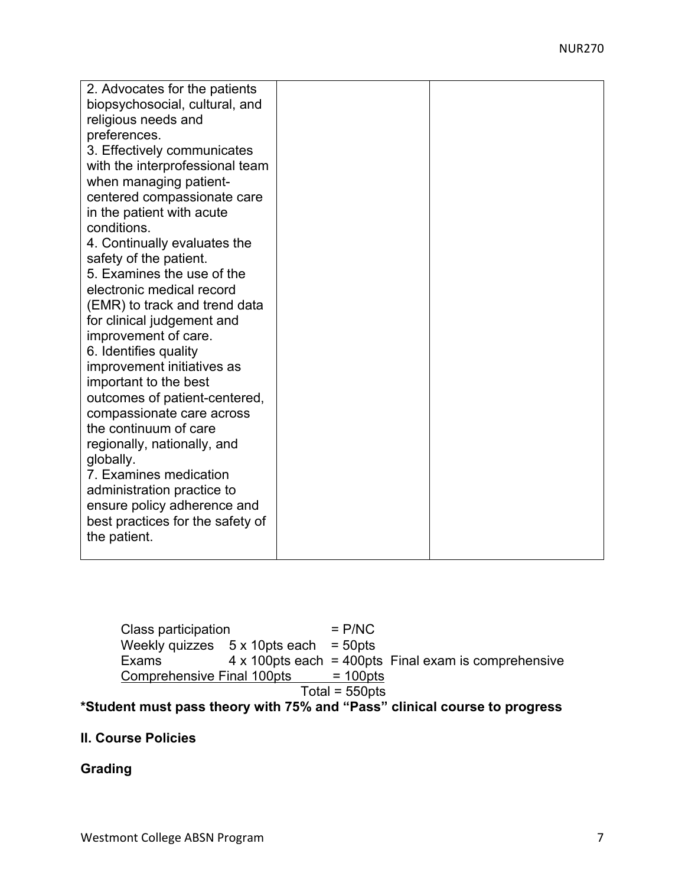| | | |
|---|---|---|
| 2. Advocates for the patients biopsychosocial, cultural, and religious needs and preferences.<br>3. Effectively communicates with the interprofessional team when managing patient-centered compassionate care in the patient with acute conditions.<br>4. Continually evaluates the safety of the patient.<br>5. Examines the use of the electronic medical record (EMR) to track and trend data for clinical judgement and improvement of care.<br>6. Identifies quality improvement initiatives as important to the best outcomes of patient-centered, compassionate care across the continuum of care regionally, nationally, and globally.<br>7. Examines medication administration practice to ensure policy adherence and best practices for the safety of the patient. | | |

| | | | |
|---|---|---|---|
| Class participation | | = P/NC | |
| Weekly quizzes | 5 x 10pts each | = 50pts | |
| Exams | 4 x 100pts each | = 400pts | Final exam is comprehensive |
| Comprehensive Final 100pts | | = 100pts | |
| | | Total = 550pts | |

**\*Student must pass theory with 75% and "Pass" clinical course to progress**

## II. Course Policies

### Grading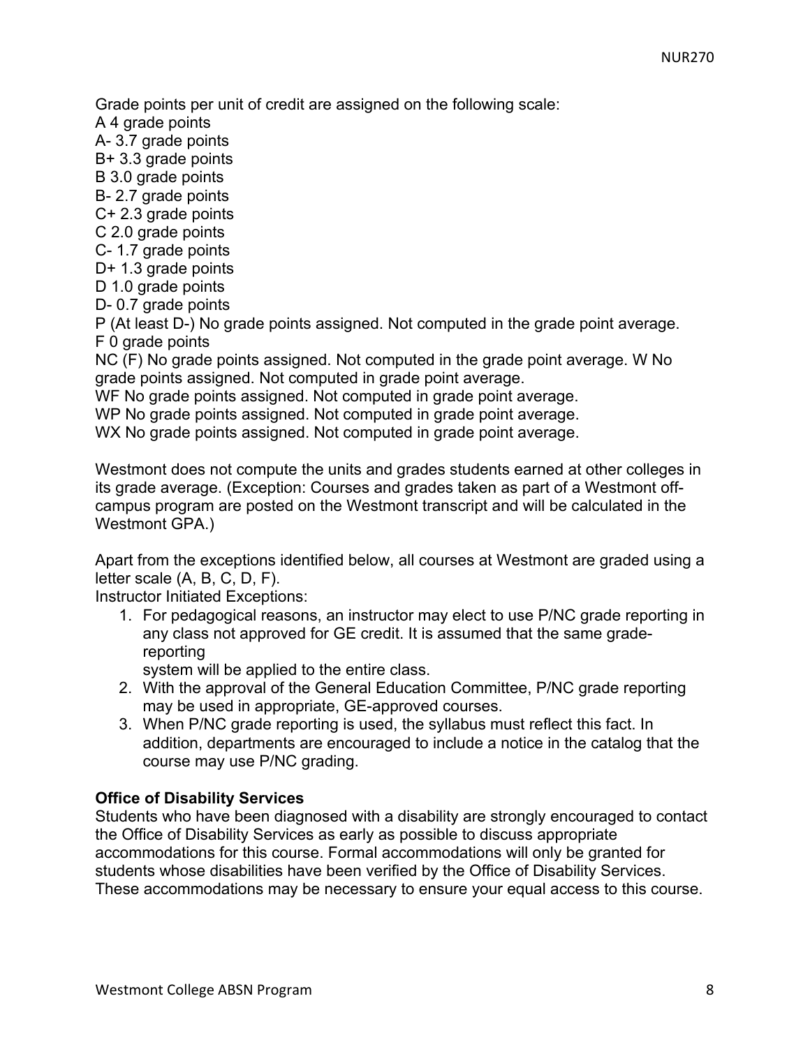Grade points per unit of credit are assigned on the following scale:
A 4 grade points
A- 3.7 grade points
B+ 3.3 grade points
B 3.0 grade points
B- 2.7 grade points
C+ 2.3 grade points
C 2.0 grade points
C- 1.7 grade points
D+ 1.3 grade points
D 1.0 grade points
D- 0.7 grade points
P (At least D-) No grade points assigned. Not computed in the grade point average.
F 0 grade points
NC (F) No grade points assigned. Not computed in the grade point average. W No grade points assigned. Not computed in grade point average.
WF No grade points assigned. Not computed in grade point average.
WP No grade points assigned. Not computed in grade point average.
WX No grade points assigned. Not computed in grade point average.

Westmont does not compute the units and grades students earned at other colleges in its grade average. (Exception: Courses and grades taken as part of a Westmont off-campus program are posted on the Westmont transcript and will be calculated in the Westmont GPA.)

Apart from the exceptions identified below, all courses at Westmont are graded using a letter scale (A, B, C, D, F).
Instructor Initiated Exceptions:

1. For pedagogical reasons, an instructor may elect to use P/NC grade reporting in any class not approved for GE credit. It is assumed that the same grade-reporting system will be applied to the entire class.
2. With the approval of the General Education Committee, P/NC grade reporting may be used in appropriate, GE-approved courses.
3. When P/NC grade reporting is used, the syllabus must reflect this fact. In addition, departments are encouraged to include a notice in the catalog that the course may use P/NC grading.

**Office of Disability Services**
Students who have been diagnosed with a disability are strongly encouraged to contact the Office of Disability Services as early as possible to discuss appropriate accommodations for this course. Formal accommodations will only be granted for students whose disabilities have been verified by the Office of Disability Services. These accommodations may be necessary to ensure your equal access to this course.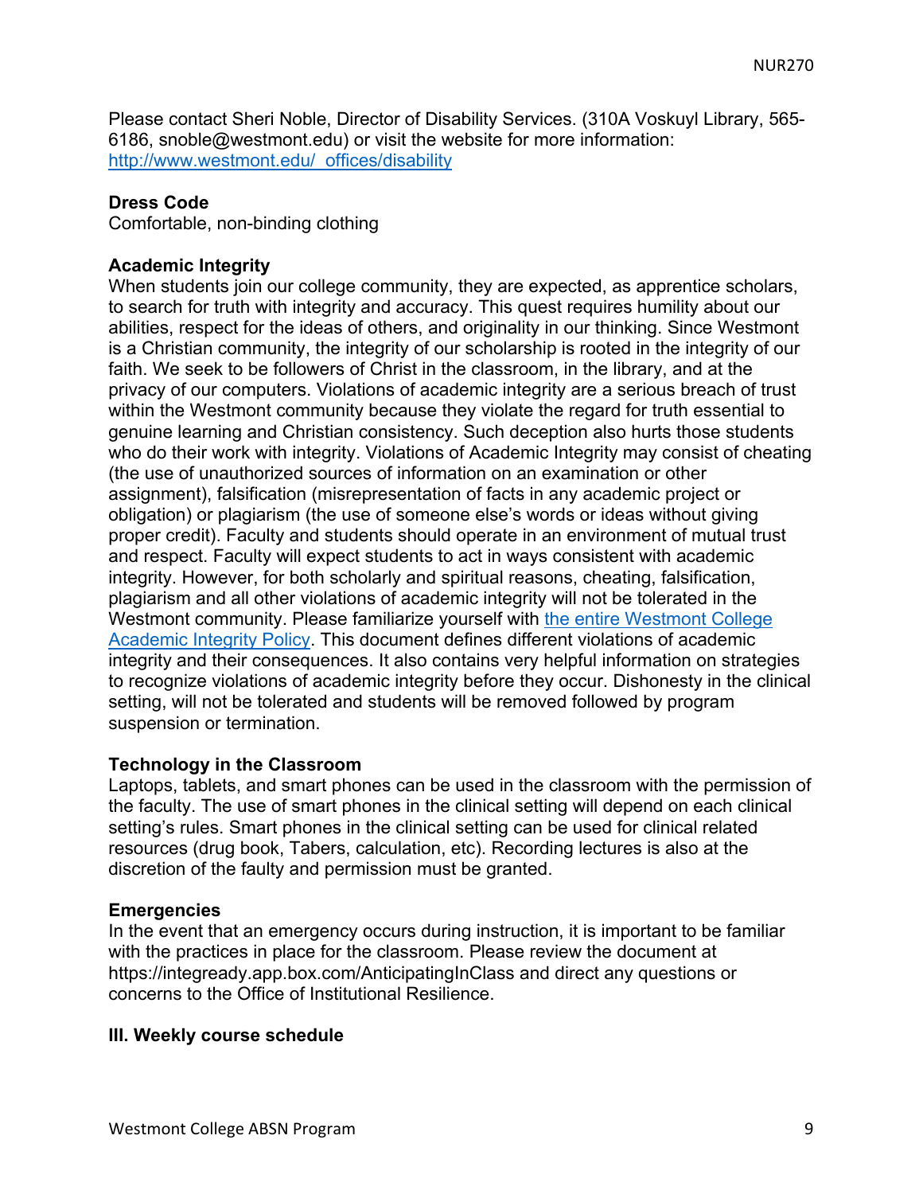Please contact Sheri Noble, Director of Disability Services. (310A Voskuyl Library, 565-6186, snoble@westmont.edu) or visit the website for more information: [http://www.westmont.edu/_offices/disability](http://www.westmont.edu/_offices/disability)

**Dress Code**
Comfortable, non-binding clothing

**Academic Integrity**
When students join our college community, they are expected, as apprentice scholars, to search for truth with integrity and accuracy. This quest requires humility about our abilities, respect for the ideas of others, and originality in our thinking. Since Westmont is a Christian community, the integrity of our scholarship is rooted in the integrity of our faith. We seek to be followers of Christ in the classroom, in the library, and at the privacy of our computers. Violations of academic integrity are a serious breach of trust within the Westmont community because they violate the regard for truth essential to genuine learning and Christian consistency. Such deception also hurts those students who do their work with integrity. Violations of Academic Integrity may consist of cheating (the use of unauthorized sources of information on an examination or other assignment), falsification (misrepresentation of facts in any academic project or obligation) or plagiarism (the use of someone else's words or ideas without giving proper credit). Faculty and students should operate in an environment of mutual trust and respect. Faculty will expect students to act in ways consistent with academic integrity. However, for both scholarly and spiritual reasons, cheating, falsification, plagiarism and all other violations of academic integrity will not be tolerated in the Westmont community. Please familiarize yourself with the entire Westmont College Academic Integrity Policy. This document defines different violations of academic integrity and their consequences. It also contains very helpful information on strategies to recognize violations of academic integrity before they occur. Dishonesty in the clinical setting, will not be tolerated and students will be removed followed by program suspension or termination.

**Technology in the Classroom**
Laptops, tablets, and smart phones can be used in the classroom with the permission of the faculty. The use of smart phones in the clinical setting will depend on each clinical setting's rules. Smart phones in the clinical setting can be used for clinical related resources (drug book, Tabers, calculation, etc). Recording lectures is also at the discretion of the faulty and permission must be granted.

**Emergencies**
In the event that an emergency occurs during instruction, it is important to be familiar with the practices in place for the classroom. Please review the document at https://integready.app.box.com/AnticipatingInClass and direct any questions or concerns to the Office of Institutional Resilience.

**III. Weekly course schedule**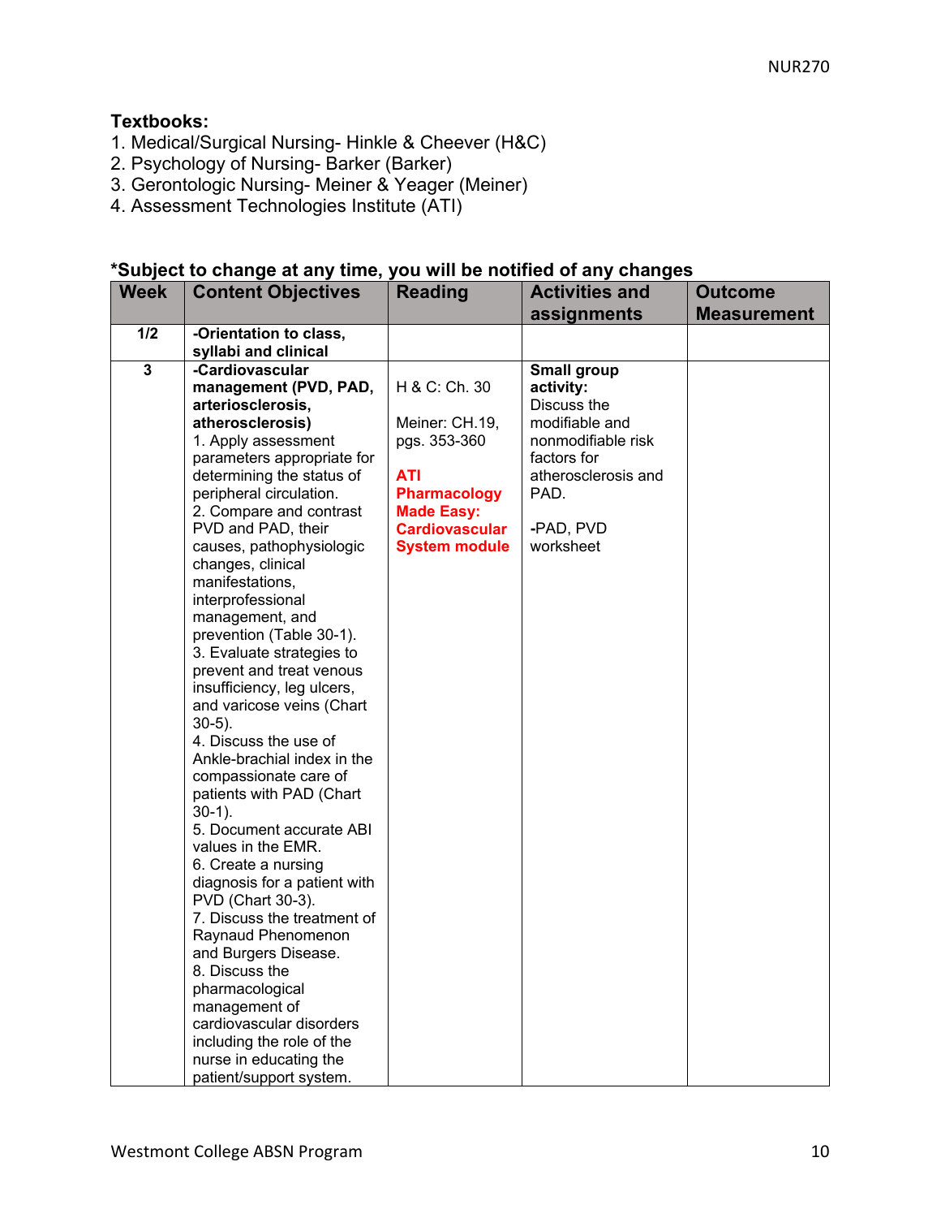**Textbooks:**

1. Medical/Surgical Nursing- Hinkle & Cheever (H&C)
2. Psychology of Nursing- Barker (Barker)
3. Gerontologic Nursing- Meiner & Yeager (Meiner)
4. Assessment Technologies Institute (ATI)

**\*Subject to change at any time, you will be notified of any changes**

| Week | Content Objectives | Reading | Activities and assignments | Outcome Measurement |
|---|---|---|---|---|
| **1/2** | **-Orientation to class, syllabi and clinical** | | | |
| **3** | **-Cardiovascular management (PVD, PAD, arteriosclerosis, atherosclerosis)**<br>1. Apply assessment parameters appropriate for determining the status of peripheral circulation.<br>2. Compare and contrast PVD and PAD, their causes, pathophysiologic changes, clinical manifestations, interprofessional management, and prevention (Table 30-1).<br>3. Evaluate strategies to prevent and treat venous insufficiency, leg ulcers, and varicose veins (Chart 30-5).<br>4. Discuss the use of Ankle-brachial index in the compassionate care of patients with PAD (Chart 30-1).<br>5. Document accurate ABI values in the EMR.<br>6. Create a nursing diagnosis for a patient with PVD (Chart 30-3).<br>7. Discuss the treatment of Raynaud Phenomenon and Burgers Disease.<br>8. Discuss the pharmacological management of cardiovascular disorders including the role of the nurse in educating the patient/support system. | H & C: Ch. 30<br><br>Meiner: CH.19, pgs. 353-360<br><br>**ATI Pharmacology Made Easy: Cardiovascular System module** | **Small group activity:**<br>Discuss the modifiable and nonmodifiable risk factors for atherosclerosis and PAD.<br><br>-PAD, PVD worksheet | |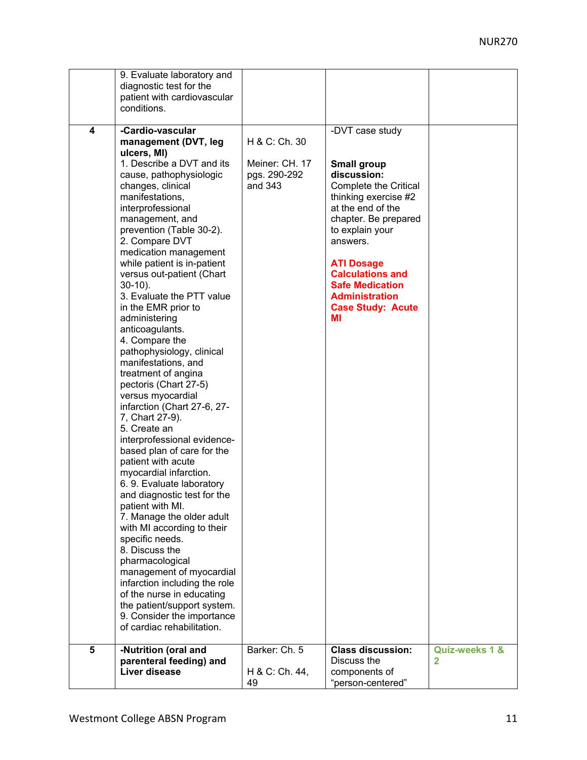| | | | | |
|---|---|---|---|---|
| | 9. Evaluate laboratory and diagnostic test for the patient with cardiovascular conditions. | | | |
| 4 | **-Cardio-vascular management (DVT, leg ulcers, MI)**<br>1. Describe a DVT and its cause, pathophysiologic changes, clinical manifestations, interprofessional management, and prevention (Table 30-2).<br>2. Compare DVT medication management while patient is in-patient versus out-patient (Chart 30-10).<br>3. Evaluate the PTT value in the EMR prior to administering anticoagulants.<br>4. Compare the pathophysiology, clinical manifestations, and treatment of angina pectoris (Chart 27-5) versus myocardial infarction (Chart 27-6, 27-7, Chart 27-9).<br>5. Create an interprofessional evidence-based plan of care for the patient with acute myocardial infarction.<br>6. 9. Evaluate laboratory and diagnostic test for the patient with MI.<br>7. Manage the older adult with MI according to their specific needs.<br>8. Discuss the pharmacological management of myocardial infarction including the role of the nurse in educating the patient/support system.<br>9. Consider the importance of cardiac rehabilitation. | H & C: Ch. 30<br><br>Meiner: CH. 17 pgs. 290-292 and 343 | -DVT case study<br><br>**Small group discussion:** Complete the Critical thinking exercise #2 at the end of the chapter. Be prepared to explain your answers.<br><br>**ATI Dosage Calculations and Safe Medication Administration Case Study: Acute MI** | |
| 5 | **-Nutrition (oral and parenteral feeding) and Liver disease** | Barker: Ch. 5<br><br>H & C: Ch. 44, 49 | **Class discussion:** Discuss the components of "person-centered" | **Quiz-weeks 1 & 2** |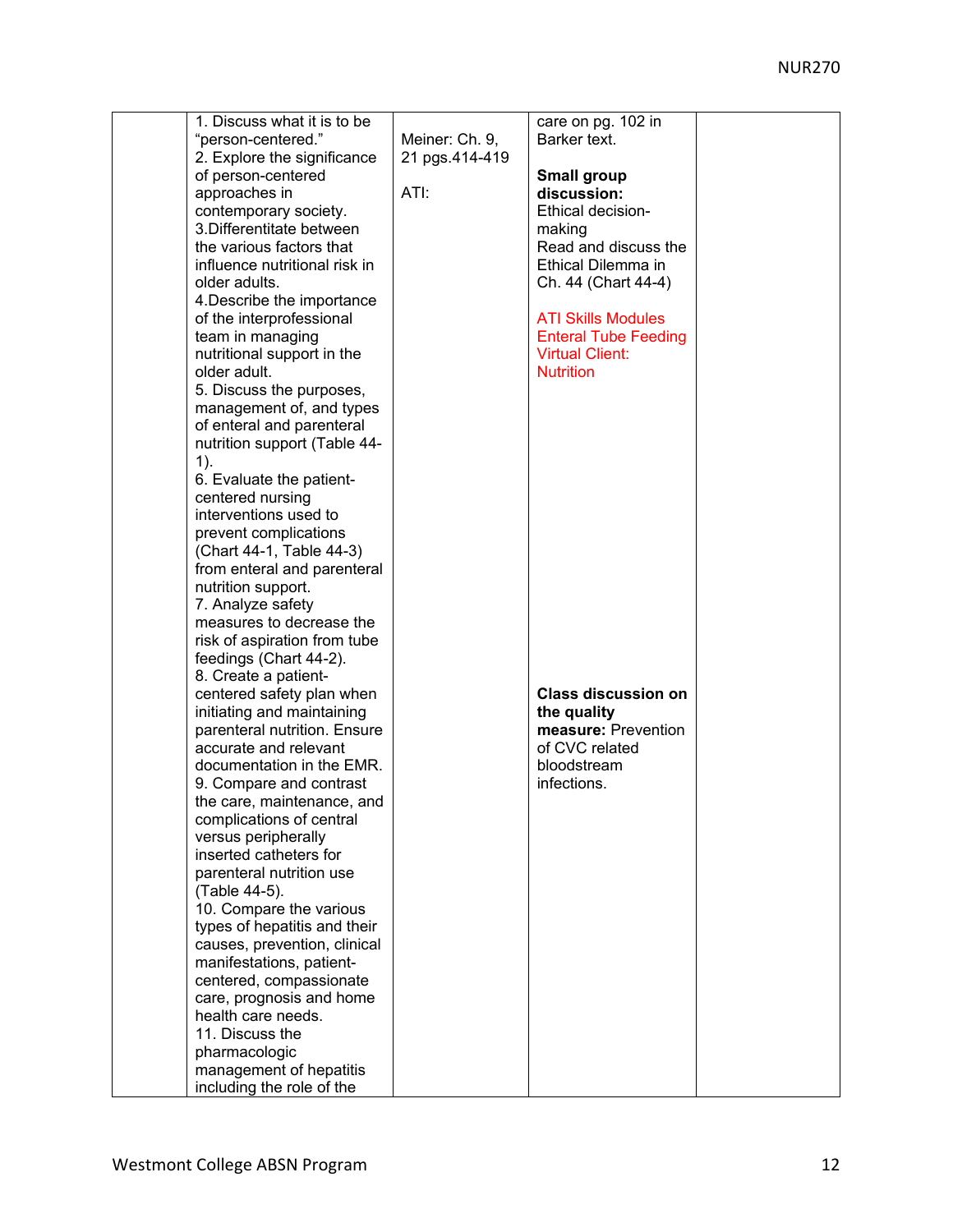|  | 1. Discuss what it is to be "person-centered."<br>2. Explore the significance of person-centered approaches in contemporary society.<br>3.Differentitate between the various factors that influence nutritional risk in older adults.<br>4.Describe the importance of the interprofessional team in managing nutritional support in the older adult.<br>5. Discuss the purposes, management of, and types of enteral and parenteral nutrition support (Table 44-1).<br>6. Evaluate the patient-centered nursing interventions used to prevent complications (Chart 44-1, Table 44-3) from enteral and parenteral nutrition support.<br>7. Analyze safety measures to decrease the risk of aspiration from tube feedings (Chart 44-2).<br>8. Create a patient-centered safety plan when initiating and maintaining parenteral nutrition. Ensure accurate and relevant documentation in the EMR.<br>9. Compare and contrast the care, maintenance, and complications of central versus peripherally inserted catheters for parenteral nutrition use (Table 44-5).<br>10. Compare the various types of hepatitis and their causes, prevention, clinical manifestations, patient-centered, compassionate care, prognosis and home health care needs.<br>11. Discuss the pharmacologic management of hepatitis including the role of the | Meiner: Ch. 9, 21 pgs.414-419<br><br>ATI: | care on pg. 102 in Barker text.<br><br>**Small group discussion:** Ethical decision-making Read and discuss the Ethical Dilemma in Ch. 44 (Chart 44-4)<br><br>ATI Skills Modules Enteral Tube Feeding Virtual Client: Nutrition<br><br>**Class discussion on the quality measure:** Prevention of CVC related bloodstream infections. |  |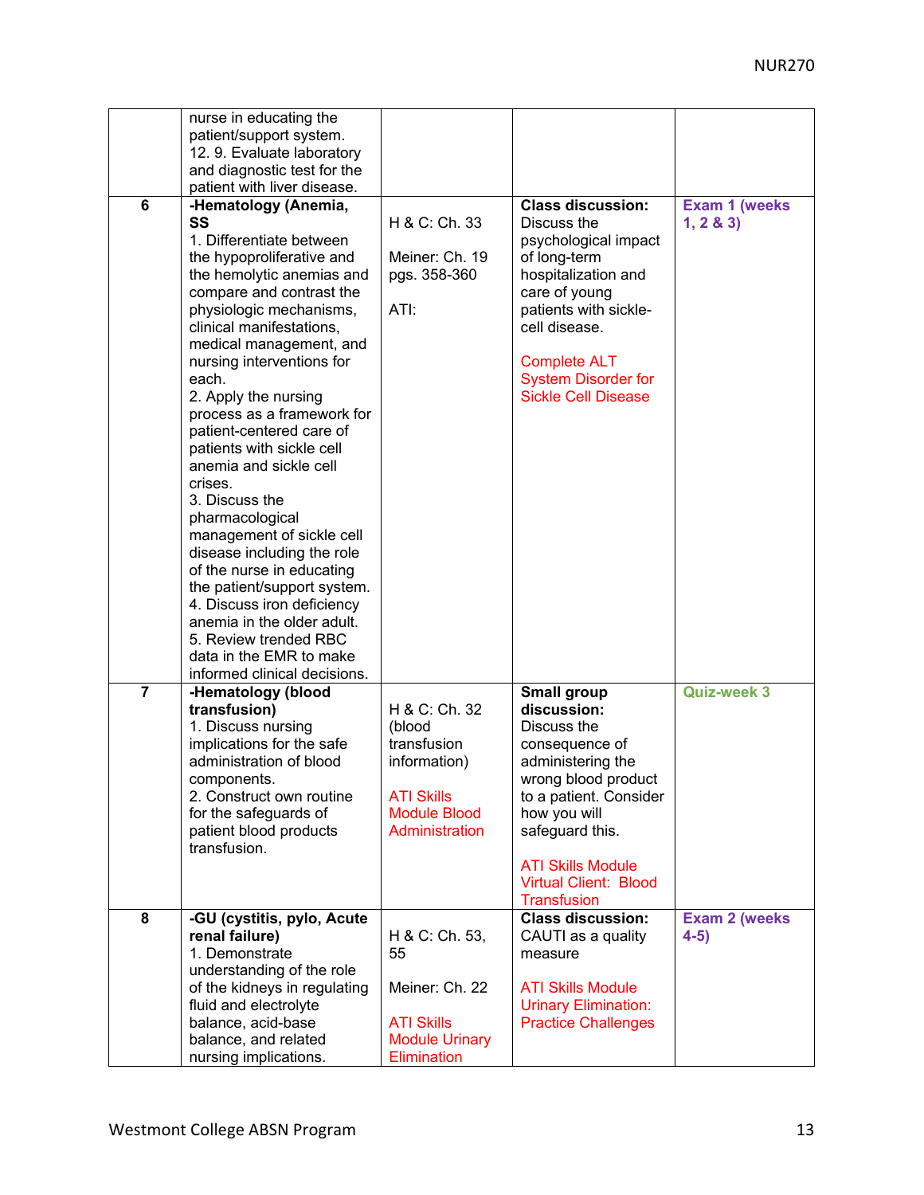| | | | | |
|---|---|---|---|---|
| | nurse in educating the patient/support system.<br>12. 9. Evaluate laboratory and diagnostic test for the patient with liver disease. | | | |
| **6** | **-Hematology (Anemia, SS**<br>1. Differentiate between the hypoproliferative and the hemolytic anemias and compare and contrast the physiologic mechanisms, clinical manifestations, medical management, and nursing interventions for each.<br>2. Apply the nursing process as a framework for patient-centered care of patients with sickle cell anemia and sickle cell crises.<br>3. Discuss the pharmacological management of sickle cell disease including the role of the nurse in educating the patient/support system.<br>4. Discuss iron deficiency anemia in the older adult.<br>5. Review trended RBC data in the EMR to make informed clinical decisions. | H & C: Ch. 33<br><br>Meiner: Ch. 19 pgs. 358-360<br><br>ATI: | **Class discussion:** Discuss the psychological impact of long-term hospitalization and care of young patients with sickle-cell disease.<br><br>Complete ALT System Disorder for Sickle Cell Disease | **Exam 1 (weeks 1, 2 & 3)** |
| **7** | **-Hematology (blood transfusion)**<br>1. Discuss nursing implications for the safe administration of blood components.<br>2. Construct own routine for the safeguards of patient blood products transfusion. | H & C: Ch. 32 (blood transfusion information)<br><br>ATI Skills Module Blood Administration | **Small group discussion:** Discuss the consequence of administering the wrong blood product to a patient. Consider how you will safeguard this.<br><br>ATI Skills Module Virtual Client: Blood Transfusion | **Quiz-week 3** |
| **8** | **-GU (cystitis, pylo, Acute renal failure)**<br>1. Demonstrate understanding of the role of the kidneys in regulating fluid and electrolyte balance, acid-base balance, and related nursing implications. | H & C: Ch. 53, 55<br><br>Meiner: Ch. 22<br><br>ATI Skills Module Urinary Elimination | **Class discussion:** CAUTI as a quality measure<br><br>ATI Skills Module Urinary Elimination: Practice Challenges | **Exam 2 (weeks 4-5)** |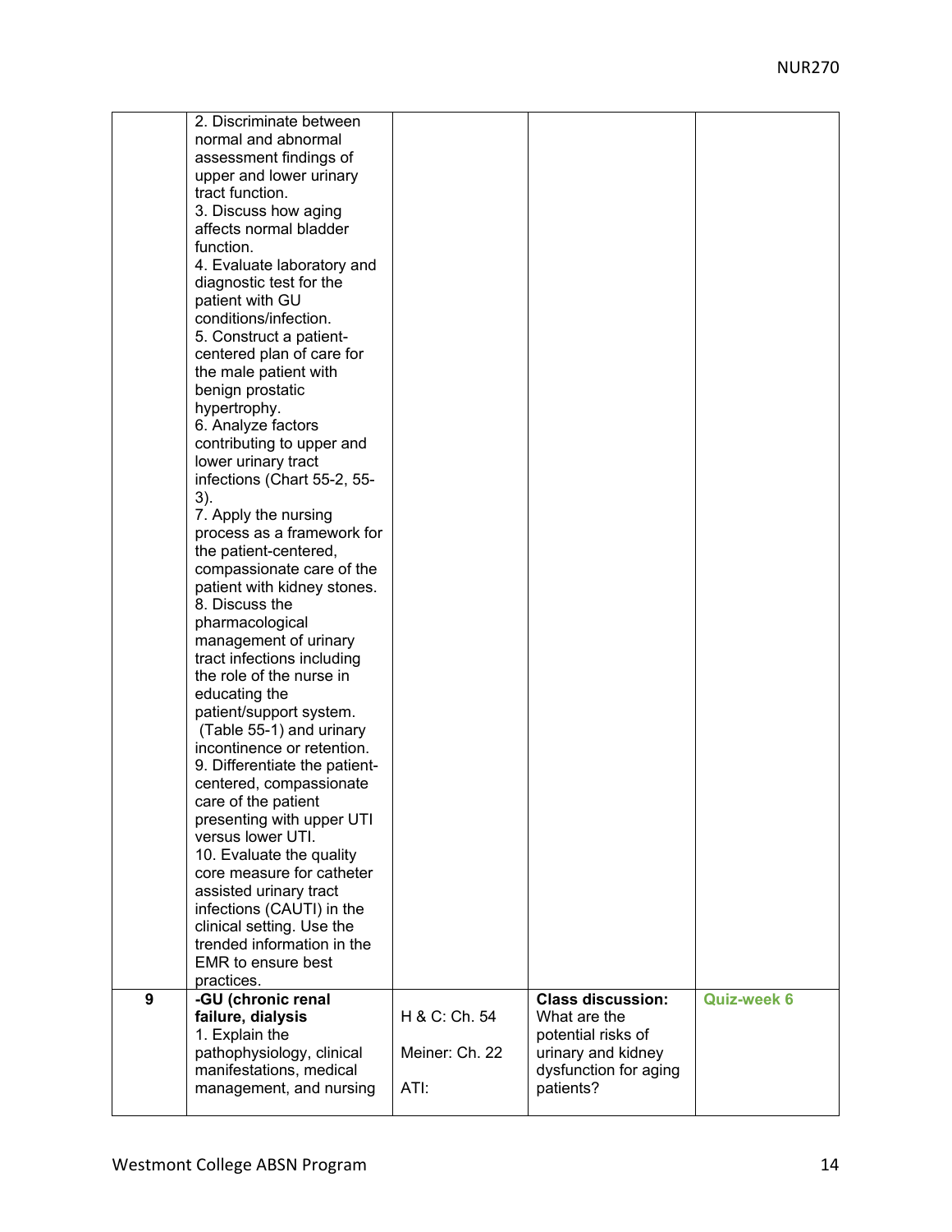| | | | | |
|---|---|---|---|---|
| | 2. Discriminate between normal and abnormal assessment findings of upper and lower urinary tract function.<br>3. Discuss how aging affects normal bladder function.<br>4. Evaluate laboratory and diagnostic test for the patient with GU conditions/infection.<br>5. Construct a patient-centered plan of care for the male patient with benign prostatic hypertrophy.<br>6. Analyze factors contributing to upper and lower urinary tract infections (Chart 55-2, 55-3).<br>7. Apply the nursing process as a framework for the patient-centered, compassionate care of the patient with kidney stones.<br>8. Discuss the pharmacological management of urinary tract infections including the role of the nurse in educating the patient/support system. (Table 55-1) and urinary incontinence or retention.<br>9. Differentiate the patient-centered, compassionate care of the patient presenting with upper UTI versus lower UTI.<br>10. Evaluate the quality core measure for catheter assisted urinary tract infections (CAUTI) in the clinical setting. Use the trended information in the EMR to ensure best practices. | | | |
| **9** | **-GU (chronic renal failure, dialysis**<br>1. Explain the pathophysiology, clinical manifestations, medical management, and nursing | H & C: Ch. 54<br><br>Meiner: Ch. 22<br><br>ATI: | **Class discussion:** What are the potential risks of urinary and kidney dysfunction for aging patients? | **Quiz-week 6** |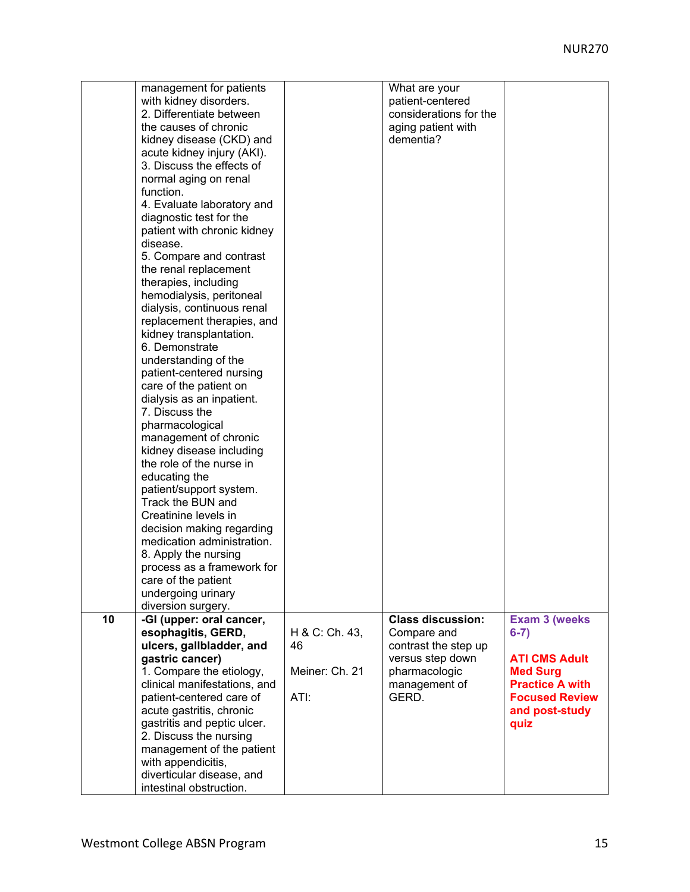| | | | | |
|---|---|---|---|---|
| | management for patients with kidney disorders.<br>2. Differentiate between the causes of chronic kidney disease (CKD) and acute kidney injury (AKI).<br>3. Discuss the effects of normal aging on renal function.<br>4. Evaluate laboratory and diagnostic test for the patient with chronic kidney disease.<br>5. Compare and contrast the renal replacement therapies, including hemodialysis, peritoneal dialysis, continuous renal replacement therapies, and kidney transplantation.<br>6. Demonstrate understanding of the patient-centered nursing care of the patient on dialysis as an inpatient.<br>7. Discuss the pharmacological management of chronic kidney disease including the role of the nurse in educating the patient/support system. Track the BUN and Creatinine levels in decision making regarding medication administration.<br>8. Apply the nursing process as a framework for care of the patient undergoing urinary diversion surgery. | | What are your patient-centered considerations for the aging patient with dementia? | |
| **10** | **-GI (upper: oral cancer, esophagitis, GERD, ulcers, gallbladder, and gastric cancer)**<br>1. Compare the etiology, clinical manifestations, and patient-centered care of acute gastritis, chronic gastritis and peptic ulcer.<br>2. Discuss the nursing management of the patient with appendicitis, diverticular disease, and intestinal obstruction. | H & C: Ch. 43, 46<br><br>Meiner: Ch. 21<br><br>ATI: | **Class discussion:** Compare and contrast the step up versus step down pharmacologic management of GERD. | **Exam 3 (weeks 6-7)**<br><br>**ATI CMS Adult Med Surg Practice A with Focused Review and post-study quiz** |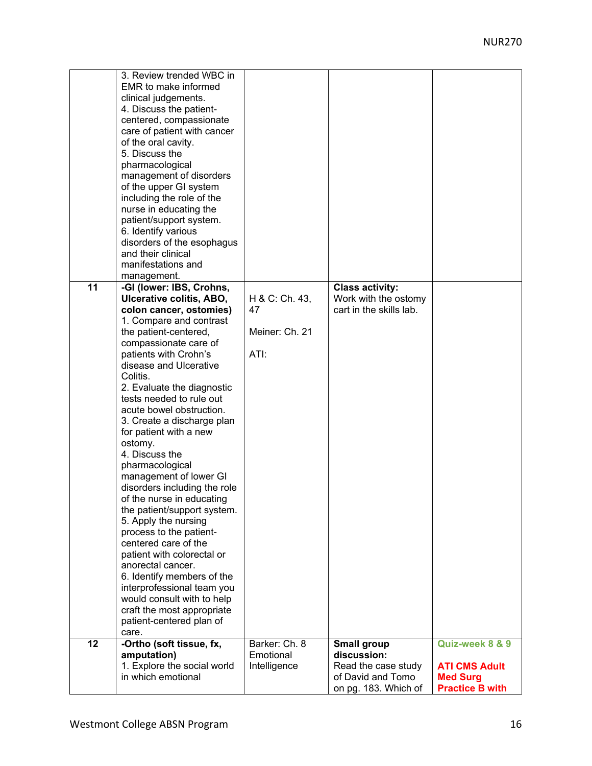| | | | | |
|---|---|---|---|---|
| | 3. Review trended WBC in EMR to make informed clinical judgements.<br>4. Discuss the patient-centered, compassionate care of patient with cancer of the oral cavity.<br>5. Discuss the pharmacological management of disorders of the upper GI system including the role of the nurse in educating the patient/support system.<br>6. Identify various disorders of the esophagus and their clinical manifestations and management. | | | |
| **11** | **-GI (lower: IBS, Crohns, Ulcerative colitis, ABO, colon cancer, ostomies)**<br>1. Compare and contrast the patient-centered, compassionate care of patients with Crohn's disease and Ulcerative Colitis.<br>2. Evaluate the diagnostic tests needed to rule out acute bowel obstruction.<br>3. Create a discharge plan for patient with a new ostomy.<br>4. Discuss the pharmacological management of lower GI disorders including the role of the nurse in educating the patient/support system.<br>5. Apply the nursing process to the patient-centered care of the patient with colorectal or anorectal cancer.<br>6. Identify members of the interprofessional team you would consult with to help craft the most appropriate patient-centered plan of care. | H & C: Ch. 43, 47<br><br>Meiner: Ch. 21<br><br>ATI: | **Class activity:**<br>Work with the ostomy cart in the skills lab. | |
| **12** | **-Ortho (soft tissue, fx, amputation)**<br>1. Explore the social world in which emotional | Barker: Ch. 8 Emotional Intelligence | **Small group discussion:**<br>Read the case study of David and Tomo on pg. 183. Which of | **Quiz-week 8 & 9**<br><br>**ATI CMS Adult Med Surg Practice B with** |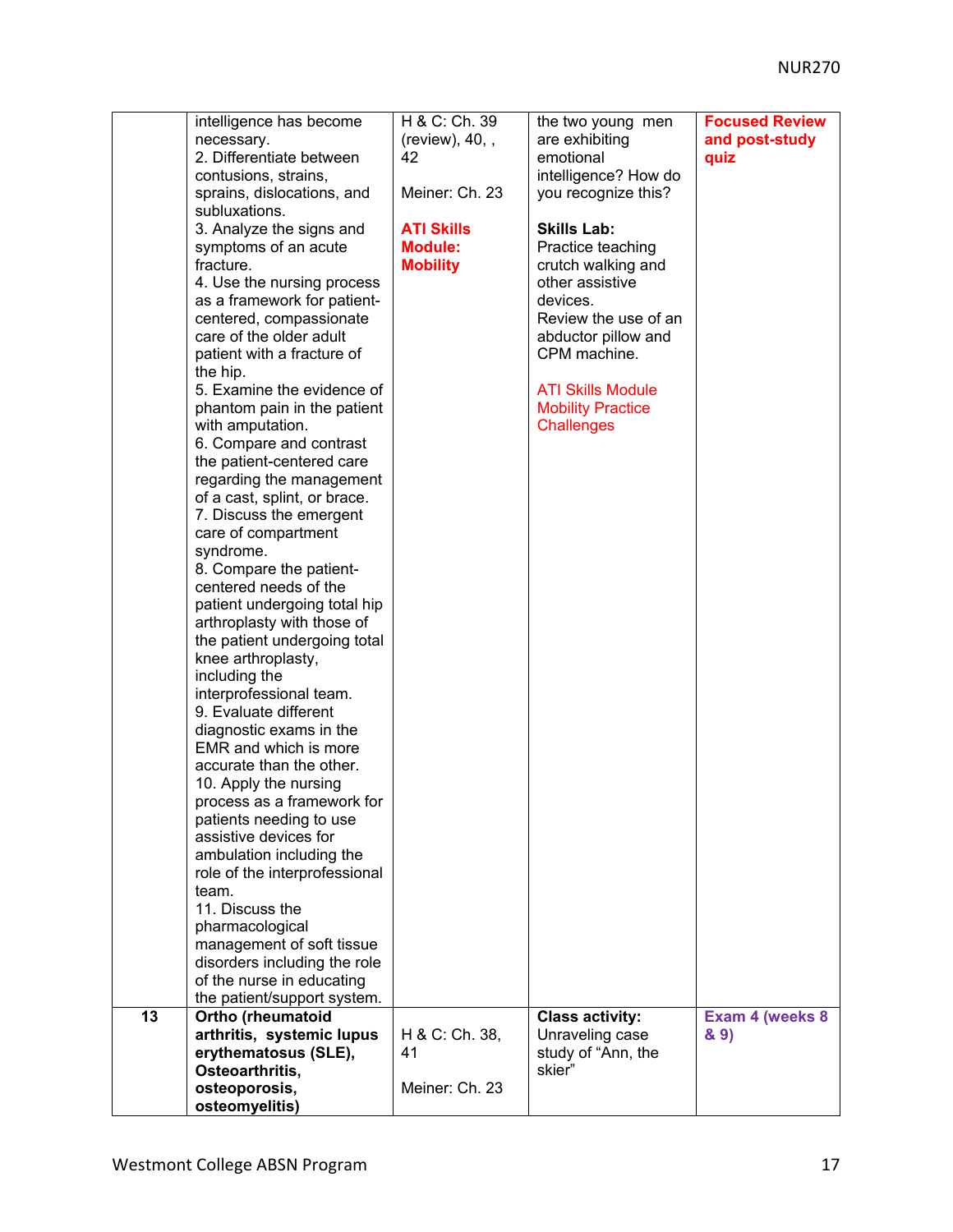| | | | | |
|---|---|---|---|---|
| | intelligence has become necessary.<br>2. Differentiate between contusions, strains, sprains, dislocations, and subluxations.<br>3. Analyze the signs and symptoms of an acute fracture.<br>4. Use the nursing process as a framework for patient-centered, compassionate care of the older adult patient with a fracture of the hip.<br>5. Examine the evidence of phantom pain in the patient with amputation.<br>6. Compare and contrast the patient-centered care regarding the management of a cast, splint, or brace.<br>7. Discuss the emergent care of compartment syndrome.<br>8. Compare the patient-centered needs of the patient undergoing total hip arthroplasty with those of the patient undergoing total knee arthroplasty, including the interprofessional team.<br>9. Evaluate different diagnostic exams in the EMR and which is more accurate than the other.<br>10. Apply the nursing process as a framework for patients needing to use assistive devices for ambulation including the role of the interprofessional team.<br>11. Discuss the pharmacological management of soft tissue disorders including the role of the nurse in educating the patient/support system. | H & C: Ch. 39 (review), 40, , 42<br><br>Meiner: Ch. 23<br><br>**ATI Skills Module: Mobility** | the two young men are exhibiting emotional intelligence? How do you recognize this?<br><br>**Skills Lab:**<br>Practice teaching crutch walking and other assistive devices.<br>Review the use of an abductor pillow and CPM machine.<br><br>ATI Skills Module Mobility Practice Challenges | **Focused Review and post-study quiz** |
| **13** | **Ortho (rheumatoid arthritis, systemic lupus erythematosus (SLE), Osteoarthritis, osteoporosis, osteomyelitis)** | H & C: Ch. 38, 41<br><br>Meiner: Ch. 23 | **Class activity:**<br>Unraveling case study of "Ann, the skier" | **Exam 4 (weeks 8 & 9)** |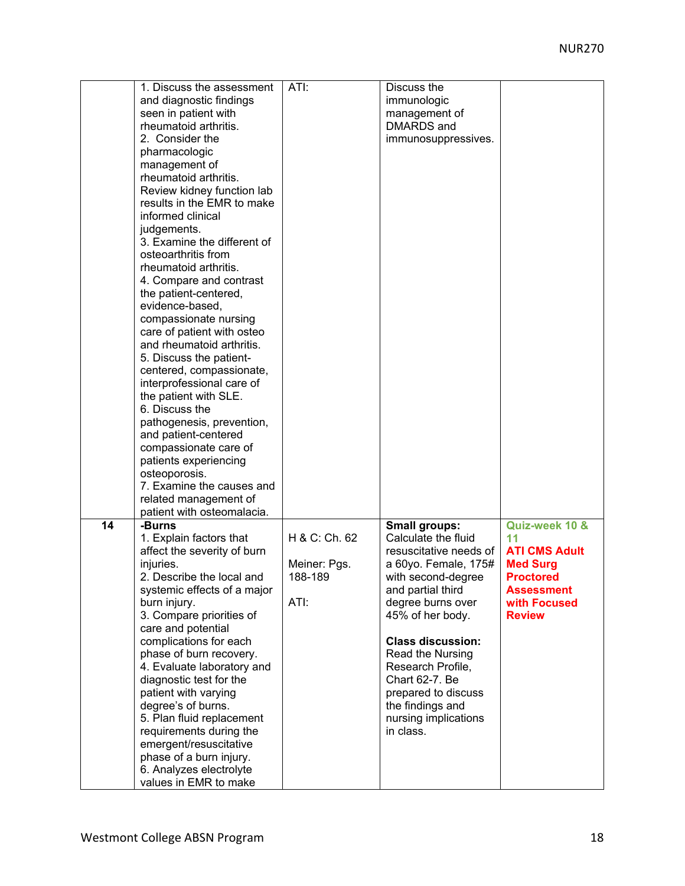| | | | | |
|---|---|---|---|---|
| | 1. Discuss the assessment and diagnostic findings seen in patient with rheumatoid arthritis.<br>2. Consider the pharmacologic management of rheumatoid arthritis. Review kidney function lab results in the EMR to make informed clinical judgements.<br>3. Examine the different of osteoarthritis from rheumatoid arthritis.<br>4. Compare and contrast the patient-centered, evidence-based, compassionate nursing care of patient with osteo and rheumatoid arthritis.<br>5. Discuss the patient-centered, compassionate, interprofessional care of the patient with SLE.<br>6. Discuss the pathogenesis, prevention, and patient-centered compassionate care of patients experiencing osteoporosis.<br>7. Examine the causes and related management of patient with osteomalacia. | ATI: | Discuss the immunologic management of DMARDS and immunosuppressives. | |
| **14** | **-Burns**<br>1. Explain factors that affect the severity of burn injuries.<br>2. Describe the local and systemic effects of a major burn injury.<br>3. Compare priorities of care and potential complications for each phase of burn recovery.<br>4. Evaluate laboratory and diagnostic test for the patient with varying degree's of burns.<br>5. Plan fluid replacement requirements during the emergent/resuscitative phase of a burn injury.<br>6. Analyzes electrolyte values in EMR to make | H & C: Ch. 62<br><br>Meiner: Pgs. 188-189<br><br>ATI: | **Small groups:** Calculate the fluid resuscitative needs of a 60yo. Female, 175# with second-degree and partial third degree burns over 45% of her body.<br><br>**Class discussion:** Read the Nursing Research Profile, Chart 62-7. Be prepared to discuss the findings and nursing implications in class. | **Quiz-week 10 & 11**<br>**ATI CMS Adult Med Surg Proctored Assessment with Focused Review** |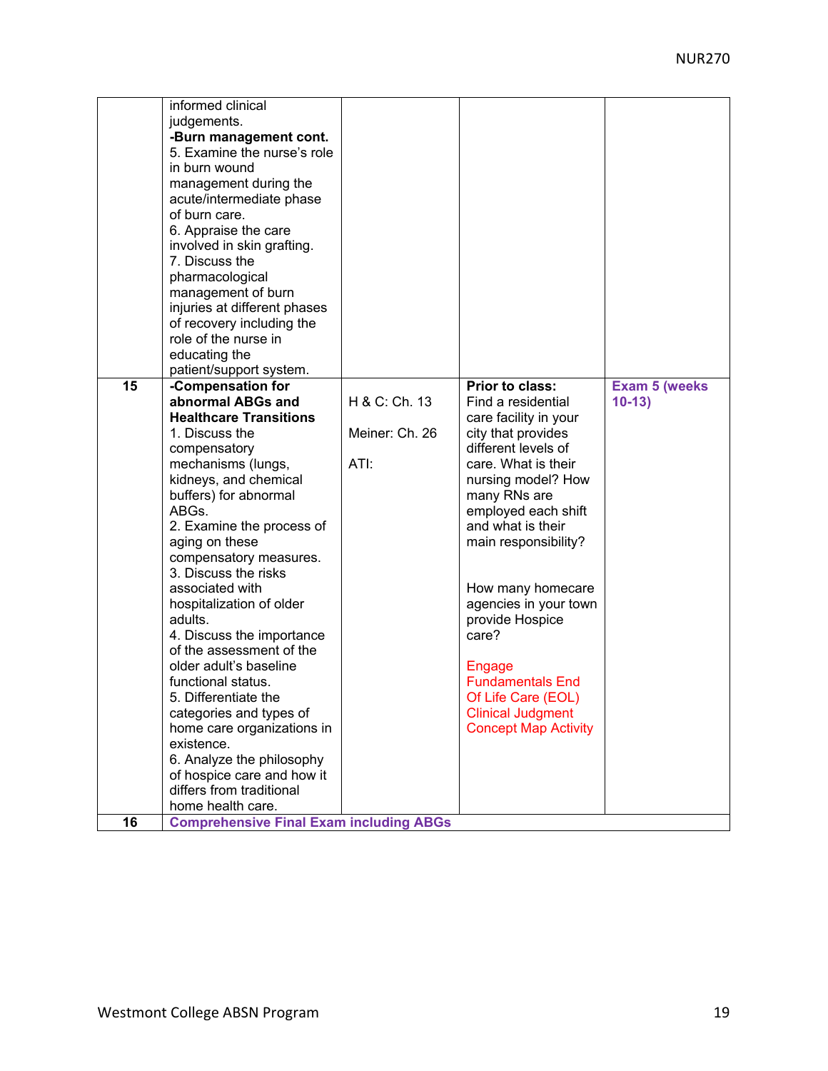| | | | | |
|---|---|---|---|---|
| | informed clinical judgements.<br>**-Burn management cont.**<br>5. Examine the nurse's role in burn wound management during the acute/intermediate phase of burn care.<br>6. Appraise the care involved in skin grafting.<br>7. Discuss the pharmacological management of burn injuries at different phases of recovery including the role of the nurse in educating the patient/support system. | | | |
| **15** | **-Compensation for abnormal ABGs and Healthcare Transitions**<br>1. Discuss the compensatory mechanisms (lungs, kidneys, and chemical buffers) for abnormal ABGs.<br>2. Examine the process of aging on these compensatory measures.<br>3. Discuss the risks associated with hospitalization of older adults.<br>4. Discuss the importance of the assessment of the older adult's baseline functional status.<br>5. Differentiate the categories and types of home care organizations in existence.<br>6. Analyze the philosophy of hospice care and how it differs from traditional home health care. | H & C: Ch. 13<br><br>Meiner: Ch. 26<br><br>ATI: | **Prior to class:**<br>Find a residential care facility in your city that provides different levels of care. What is their nursing model? How many RNs are employed each shift and what is their main responsibility?<br><br>How many homecare agencies in your town provide Hospice care?<br><br>Engage Fundamentals End Of Life Care (EOL) Clinical Judgment Concept Map Activity | **Exam 5 (weeks 10-13)** |
| **16** | **Comprehensive Final Exam including ABGs** | | | |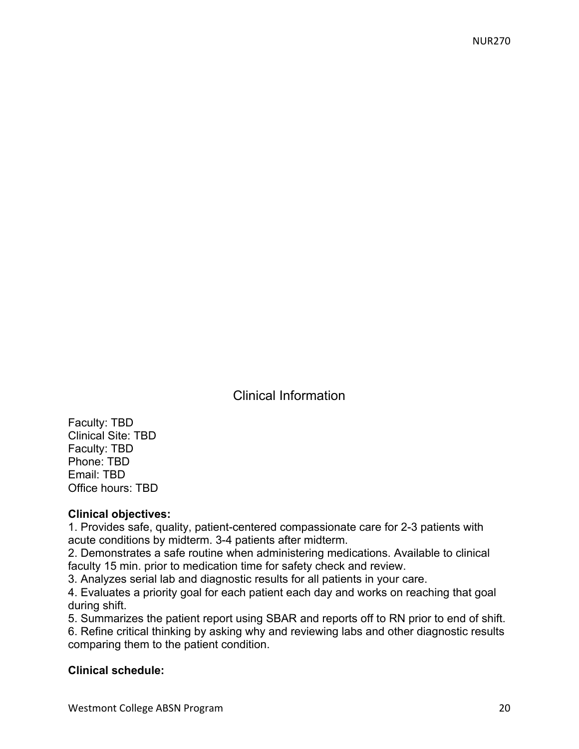## Clinical Information

Faculty: TBD
Clinical Site: TBD
Faculty: TBD
Phone: TBD
Email: TBD
Office hours: TBD

**Clinical objectives:**

1. Provides safe, quality, patient-centered compassionate care for 2-3 patients with acute conditions by midterm. 3-4 patients after midterm.
2. Demonstrates a safe routine when administering medications. Available to clinical faculty 15 min. prior to medication time for safety check and review.
3. Analyzes serial lab and diagnostic results for all patients in your care.
4. Evaluates a priority goal for each patient each day and works on reaching that goal during shift.
5. Summarizes the patient report using SBAR and reports off to RN prior to end of shift.
6. Refine critical thinking by asking why and reviewing labs and other diagnostic results comparing them to the patient condition.

**Clinical schedule:**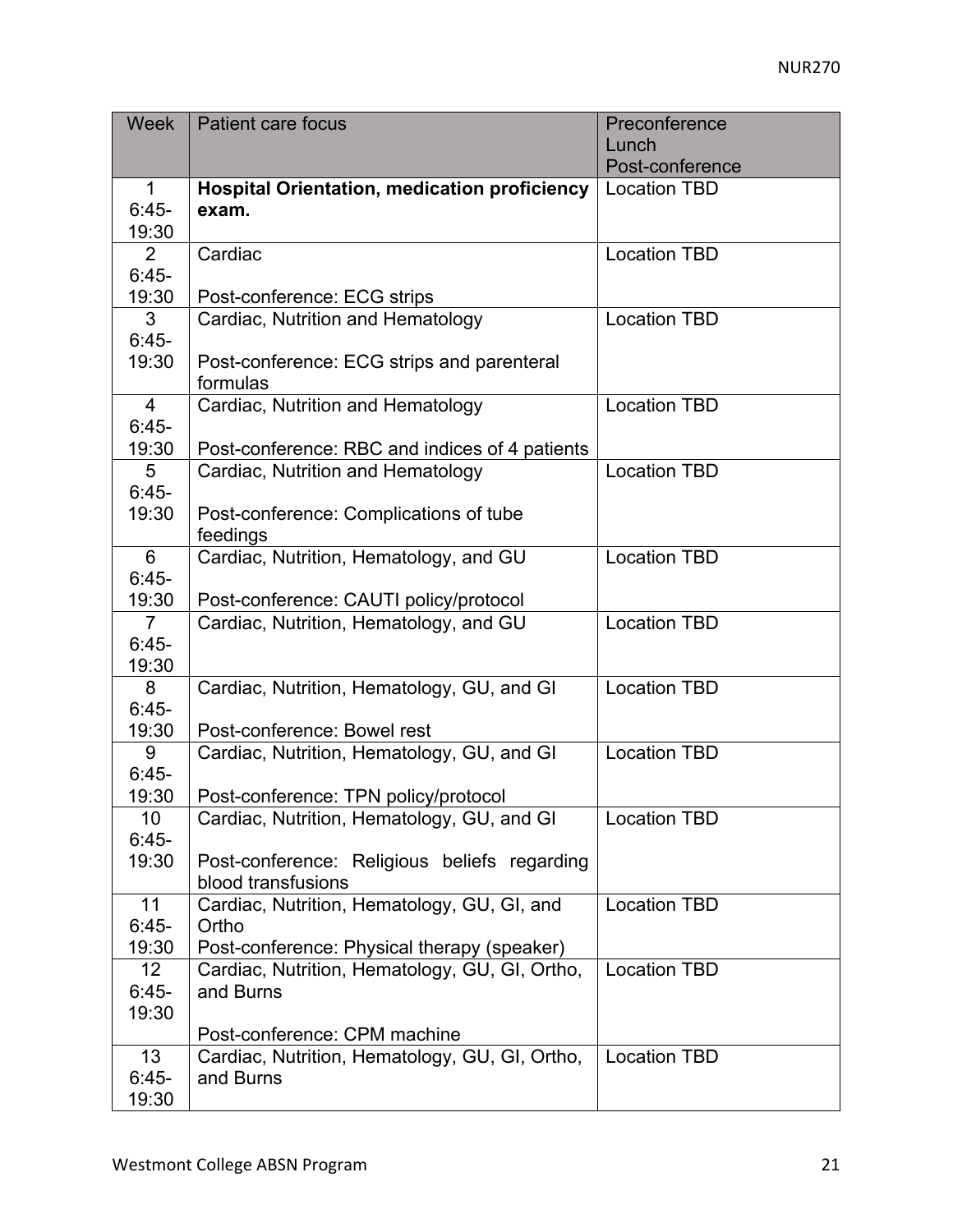| Week | Patient care focus | Preconference<br>Lunch<br>Post-conference |
|---|---|---|
| 1<br>6:45-19:30 | **Hospital Orientation, medication proficiency exam.** | Location TBD |
| 2<br>6:45-19:30 | Cardiac<br><br>Post-conference: ECG strips | Location TBD |
| 3<br>6:45-19:30 | Cardiac, Nutrition and Hematology<br><br>Post-conference: ECG strips and parenteral formulas | Location TBD |
| 4<br>6:45-19:30 | Cardiac, Nutrition and Hematology<br><br>Post-conference: RBC and indices of 4 patients | Location TBD |
| 5<br>6:45-19:30 | Cardiac, Nutrition and Hematology<br><br>Post-conference: Complications of tube feedings | Location TBD |
| 6<br>6:45-19:30 | Cardiac, Nutrition, Hematology, and GU<br><br>Post-conference: CAUTI policy/protocol | Location TBD |
| 7<br>6:45-19:30 | Cardiac, Nutrition, Hematology, and GU | Location TBD |
| 8<br>6:45-19:30 | Cardiac, Nutrition, Hematology, GU, and GI<br><br>Post-conference: Bowel rest | Location TBD |
| 9<br>6:45-19:30 | Cardiac, Nutrition, Hematology, GU, and GI<br><br>Post-conference: TPN policy/protocol | Location TBD |
| 10<br>6:45-19:30 | Cardiac, Nutrition, Hematology, GU, and GI<br><br>Post-conference: Religious beliefs regarding blood transfusions | Location TBD |
| 11<br>6:45-19:30 | Cardiac, Nutrition, Hematology, GU, GI, and Ortho<br>Post-conference: Physical therapy (speaker) | Location TBD |
| 12<br>6:45-19:30 | Cardiac, Nutrition, Hematology, GU, GI, Ortho, and Burns<br><br>Post-conference: CPM machine | Location TBD |
| 13<br>6:45-19:30 | Cardiac, Nutrition, Hematology, GU, GI, Ortho, and Burns | Location TBD |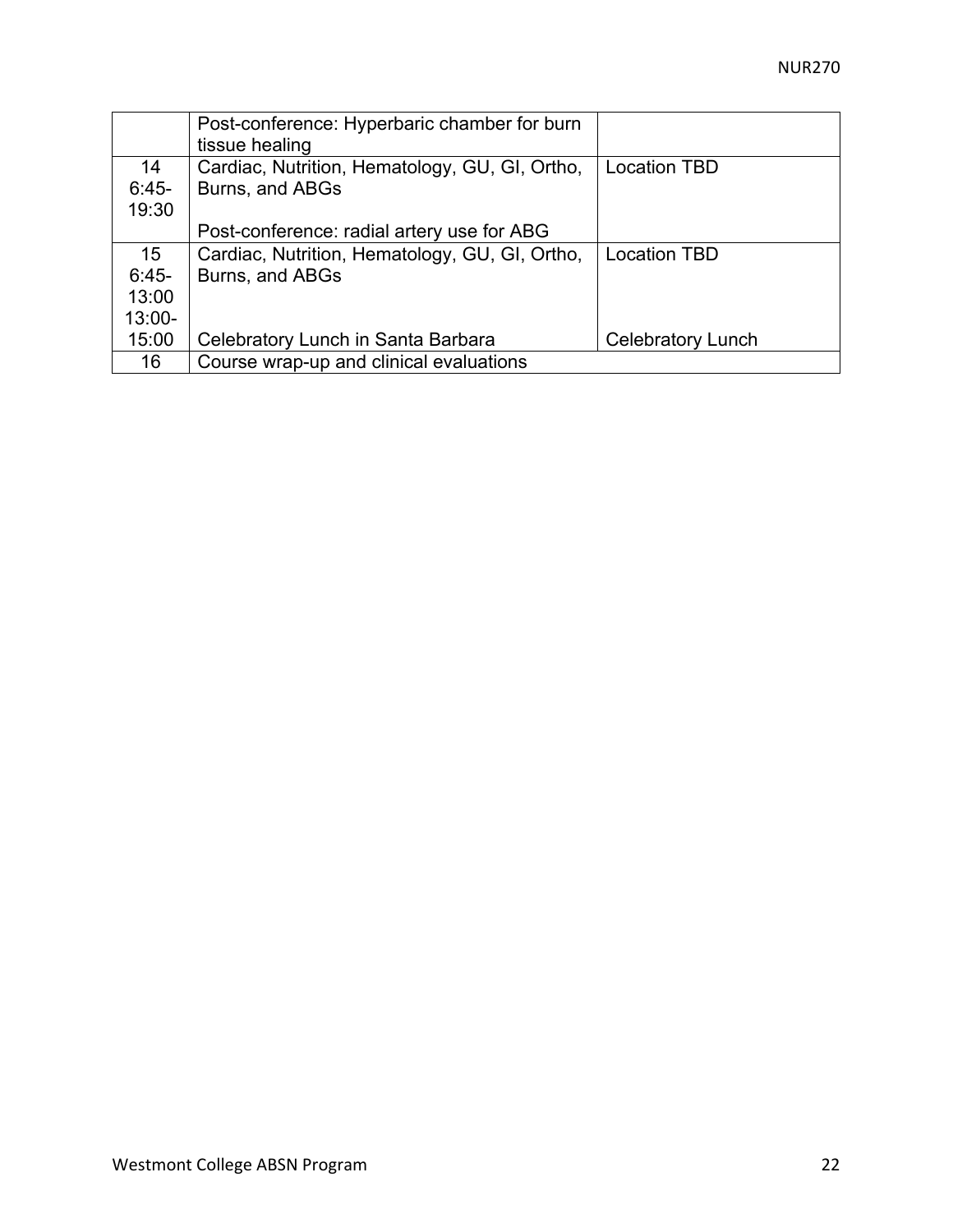| | | |
|---|---|---|
| | Post-conference: Hyperbaric chamber for burn tissue healing | |
| 14 6:45-19:30 | Cardiac, Nutrition, Hematology, GU, GI, Ortho, Burns, and ABGs<br><br>Post-conference: radial artery use for ABG | Location TBD |
| 15 6:45-13:00<br>13:00-15:00 | Cardiac, Nutrition, Hematology, GU, GI, Ortho, Burns, and ABGs<br><br>Celebratory Lunch in Santa Barbara | Location TBD<br><br>Celebratory Lunch |
| 16 | Course wrap-up and clinical evaluations | |